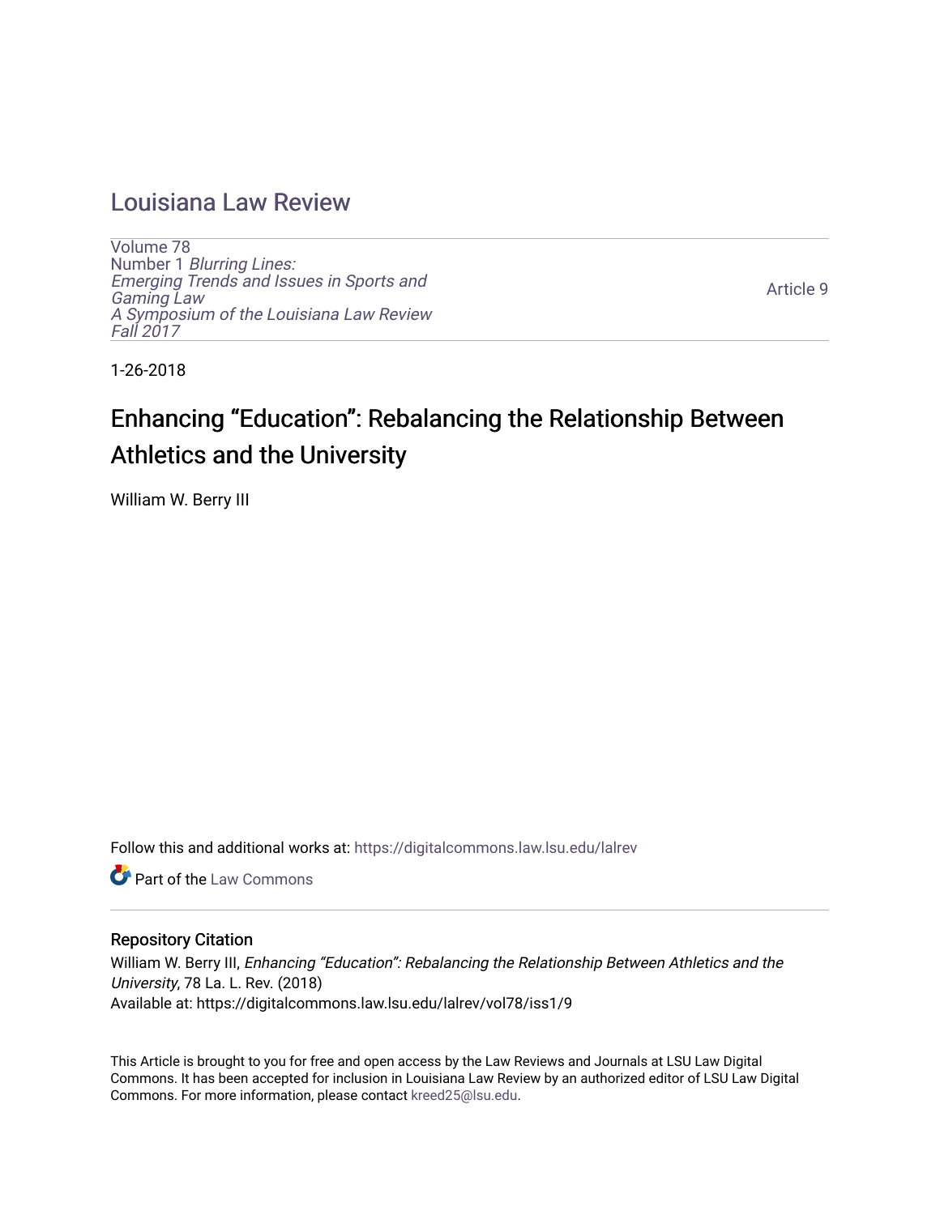# Louisiana Law Review

Volume 78
Number 1 *Blurring Lines: Emerging Trends and Issues in Sports and Gaming Law*
*A Symposium of the Louisiana Law Review*
*Fall 2017*

Article 9

1-26-2018

## Enhancing "Education": Rebalancing the Relationship Between Athletics and the University

William W. Berry III

Follow this and additional works at: https://digitalcommons.law.lsu.edu/lalrev

Part of the Law Commons

### Repository Citation

William W. Berry III, *Enhancing "Education": Rebalancing the Relationship Between Athletics and the University*, 78 La. L. Rev. (2018)
Available at: https://digitalcommons.law.lsu.edu/lalrev/vol78/iss1/9

This Article is brought to you for free and open access by the Law Reviews and Journals at LSU Law Digital Commons. It has been accepted for inclusion in Louisiana Law Review by an authorized editor of LSU Law Digital Commons. For more information, please contact kreed25@lsu.edu.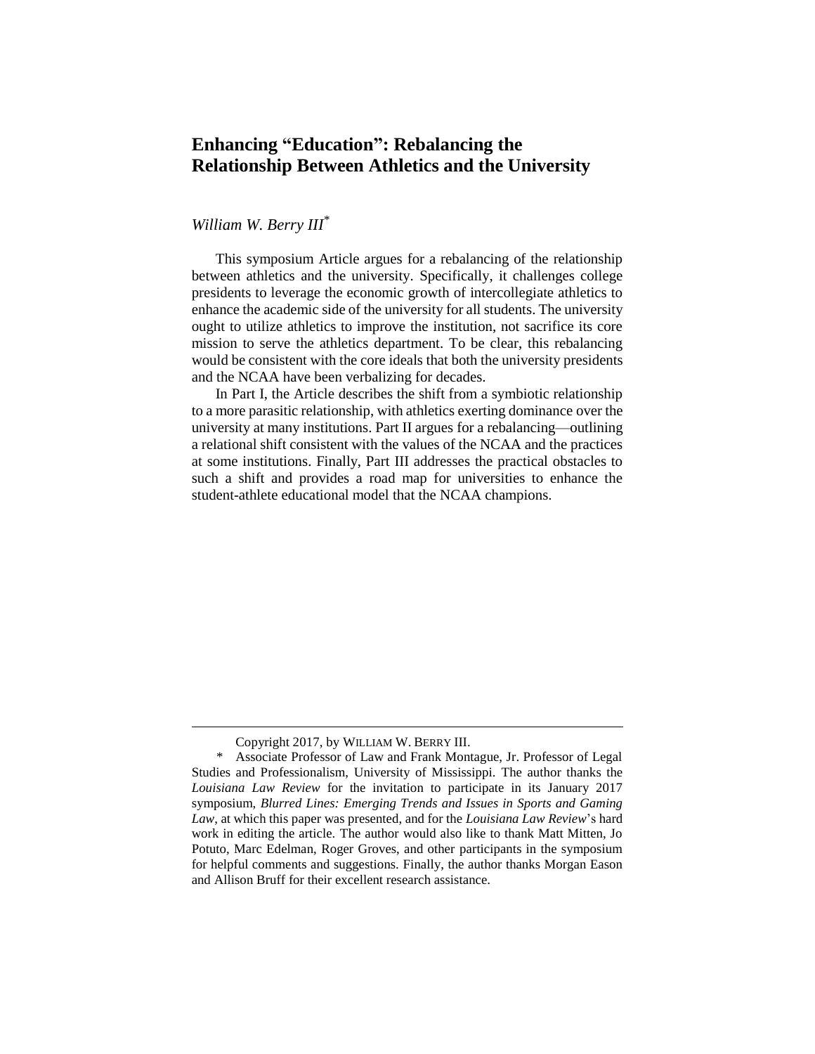# Enhancing "Education": Rebalancing the Relationship Between Athletics and the University

*William W. Berry III*[*]

This symposium Article argues for a rebalancing of the relationship between athletics and the university. Specifically, it challenges college presidents to leverage the economic growth of intercollegiate athletics to enhance the academic side of the university for all students. The university ought to utilize athletics to improve the institution, not sacrifice its core mission to serve the athletics department. To be clear, this rebalancing would be consistent with the core ideals that both the university presidents and the NCAA have been verbalizing for decades.

In Part I, the Article describes the shift from a symbiotic relationship to a more parasitic relationship, with athletics exerting dominance over the university at many institutions. Part II argues for a rebalancing—outlining a relational shift consistent with the values of the NCAA and the practices at some institutions. Finally, Part III addresses the practical obstacles to such a shift and provides a road map for universities to enhance the student-athlete educational model that the NCAA champions.

---

Copyright 2017, by WILLIAM W. BERRY III.

\* Associate Professor of Law and Frank Montague, Jr. Professor of Legal Studies and Professionalism, University of Mississippi. The author thanks the *Louisiana Law Review* for the invitation to participate in its January 2017 symposium, *Blurred Lines: Emerging Trends and Issues in Sports and Gaming Law*, at which this paper was presented, and for the *Louisiana Law Review*'s hard work in editing the article. The author would also like to thank Matt Mitten, Jo Potuto, Marc Edelman, Roger Groves, and other participants in the symposium for helpful comments and suggestions. Finally, the author thanks Morgan Eason and Allison Bruff for their excellent research assistance.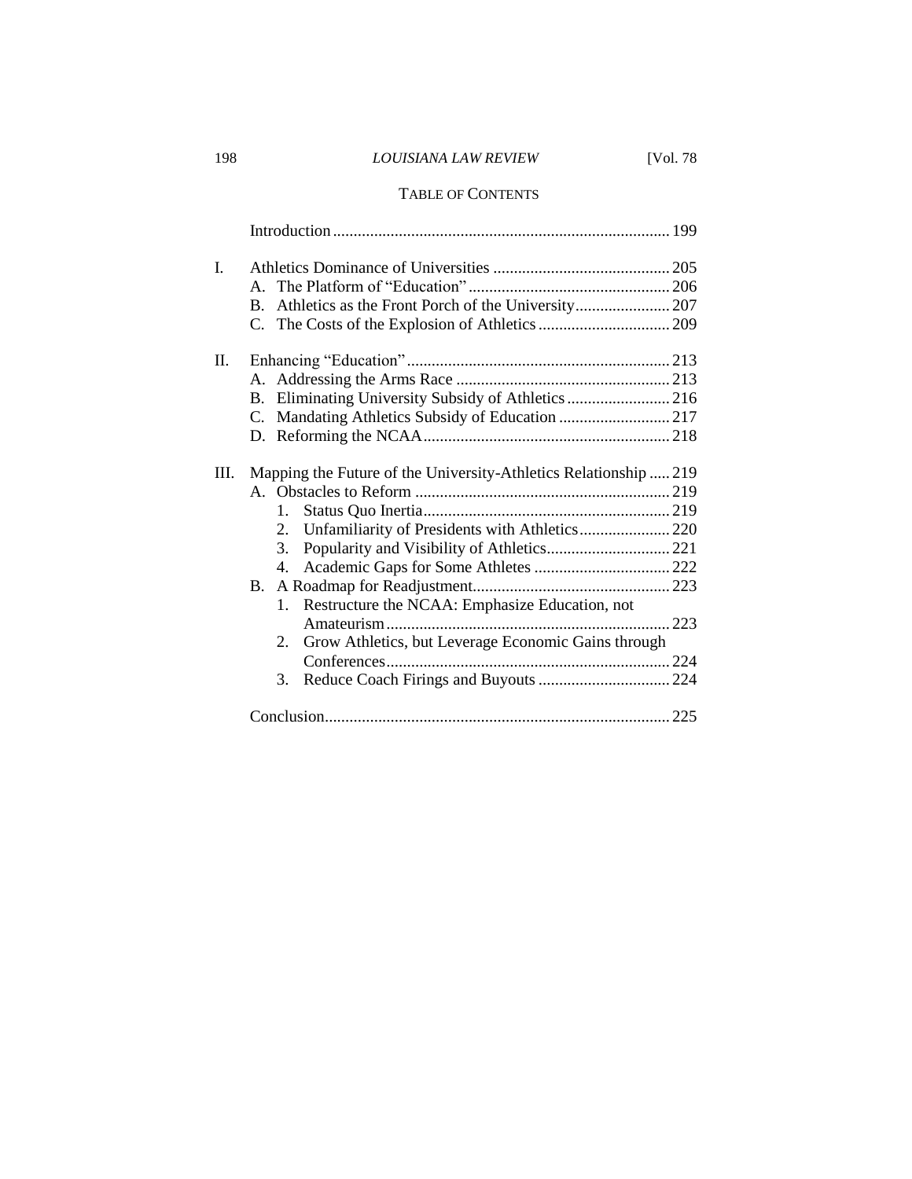# TABLE OF CONTENTS

Introduction ........................................................................ 199

I. Athletics Dominance of Universities ........................................ 205
   A. The Platform of "Education" ................................................ 206
   B. Athletics as the Front Porch of the University ...................... 207
   C. The Costs of the Explosion of Athletics ................................ 209

II. Enhancing "Education" ............................................................ 213
   A. Addressing the Arms Race .................................................... 213
   B. Eliminating University Subsidy of Athletics ......................... 216
   C. Mandating Athletics Subsidy of Education ........................... 217
   D. Reforming the NCAA ............................................................ 218

III. Mapping the Future of the University-Athletics Relationship ..... 219
   A. Obstacles to Reform .............................................................. 219
      1. Status Quo Inertia ............................................................ 219
      2. Unfamiliarity of Presidents with Athletics ...................... 220
      3. Popularity and Visibility of Athletics .............................. 221
      4. Academic Gaps for Some Athletes ................................. 222
   B. A Roadmap for Readjustment ................................................ 223
      1. Restructure the NCAA: Emphasize Education, not Amateurism ..................................................................... 223
      2. Grow Athletics, but Leverage Economic Gains through Conferences ..................................................................... 224
      3. Reduce Coach Firings and Buyouts ................................ 224

Conclusion ................................................................................... 225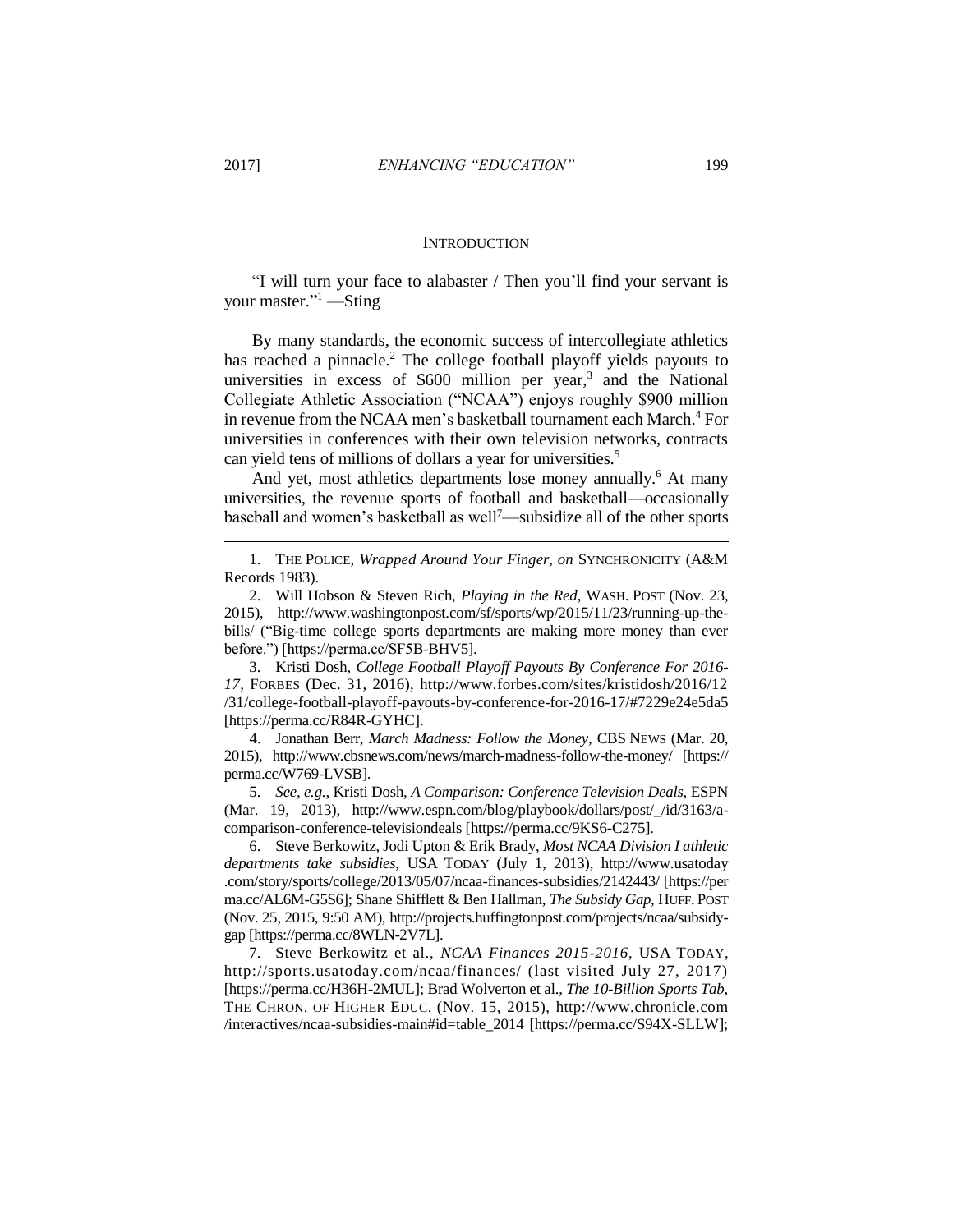## INTRODUCTION

"I will turn your face to alabaster / Then you'll find your servant is your master."[1] —Sting

By many standards, the economic success of intercollegiate athletics has reached a pinnacle.[2] The college football playoff yields payouts to universities in excess of $600 million per year,[3] and the National Collegiate Athletic Association ("NCAA") enjoys roughly $900 million in revenue from the NCAA men's basketball tournament each March.[4] For universities in conferences with their own television networks, contracts can yield tens of millions of dollars a year for universities.[5]

And yet, most athletics departments lose money annually.[6] At many universities, the revenue sports of football and basketball—occasionally baseball and women's basketball as well[7]—subsidize all of the other sports

---

1. THE POLICE, *Wrapped Around Your Finger*, *on* SYNCHRONICITY (A&M Records 1983).

2. Will Hobson & Steven Rich, *Playing in the Red*, WASH. POST (Nov. 23, 2015), http://www.washingtonpost.com/sf/sports/wp/2015/11/23/running-up-the-bills/ ("Big-time college sports departments are making more money than ever before.") [https://perma.cc/SF5B-BHV5].

3. Kristi Dosh, *College Football Playoff Payouts By Conference For 2016-17*, FORBES (Dec. 31, 2016), http://www.forbes.com/sites/kristidosh/2016/12/31/college-football-playoff-payouts-by-conference-for-2016-17/#7229e24e5da5 [https://perma.cc/R84R-GYHC].

4. Jonathan Berr, *March Madness: Follow the Money*, CBS NEWS (Mar. 20, 2015), http://www.cbsnews.com/news/march-madness-follow-the-money/ [https://perma.cc/W769-LVSB].

5. *See, e.g.*, Kristi Dosh, *A Comparison: Conference Television Deals*, ESPN (Mar. 19, 2013), http://www.espn.com/blog/playbook/dollars/post/_/id/3163/a-comparison-conference-televisiondeals [https://perma.cc/9KS6-C275].

6. Steve Berkowitz, Jodi Upton & Erik Brady, *Most NCAA Division I athletic departments take subsidies*, USA TODAY (July 1, 2013), http://www.usatoday.com/story/sports/college/2013/05/07/ncaa-finances-subsidies/2142443/ [https://perma.cc/AL6M-G5S6]; Shane Shifflett & Ben Hallman, *The Subsidy Gap*, HUFF. POST (Nov. 25, 2015, 9:50 AM), http://projects.huffingtonpost.com/projects/ncaa/subsidy-gap [https://perma.cc/8WLN-2V7L].

7. Steve Berkowitz et al., *NCAA Finances 2015-2016*, USA TODAY, http://sports.usatoday.com/ncaa/finances/ (last visited July 27, 2017) [https://perma.cc/H36H-2MUL]; Brad Wolverton et al., *The 10-Billion Sports Tab*, THE CHRON. OF HIGHER EDUC. (Nov. 15, 2015), http://www.chronicle.com/interactives/ncaa-subsidies-main#id=table_2014 [https://perma.cc/S94X-SLLW];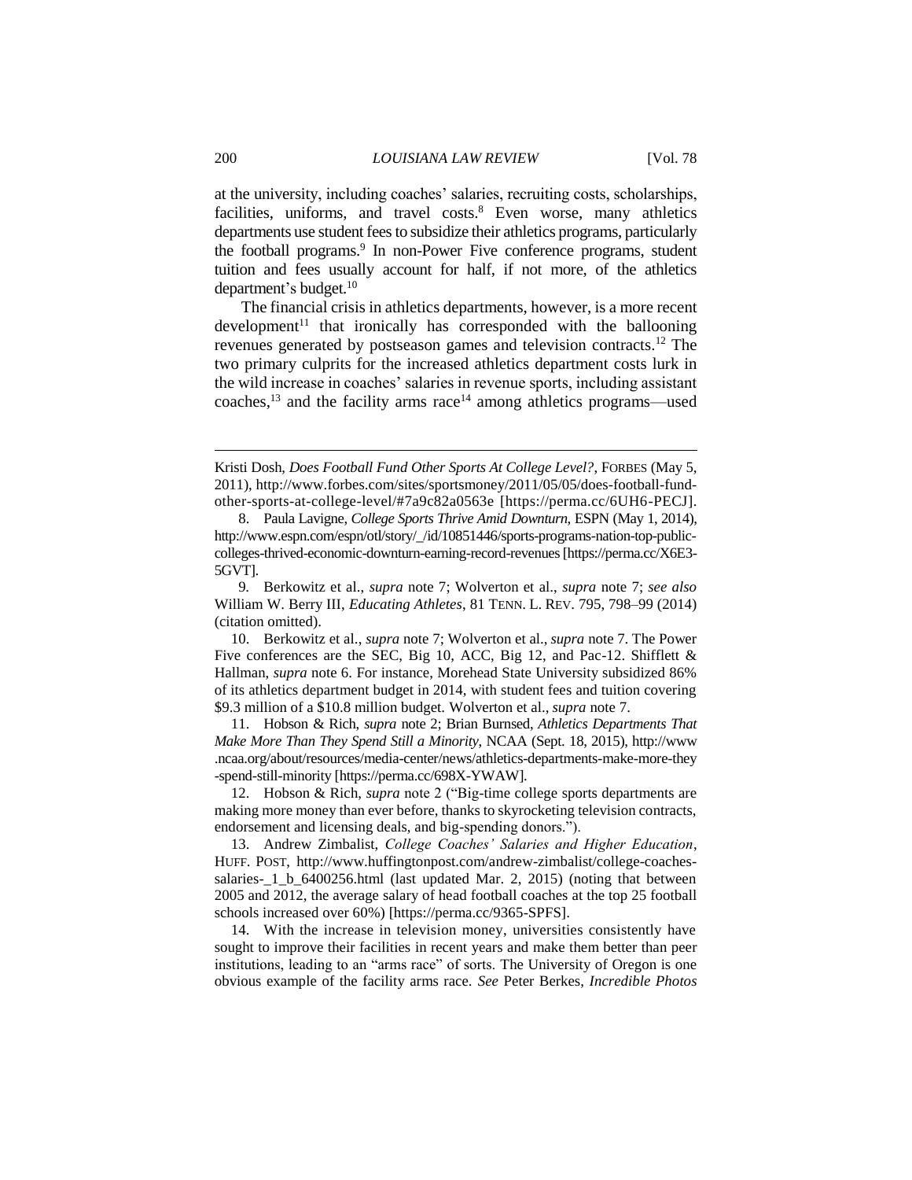at the university, including coaches' salaries, recruiting costs, scholarships, facilities, uniforms, and travel costs.[8] Even worse, many athletics departments use student fees to subsidize their athletics programs, particularly the football programs.[9] In non-Power Five conference programs, student tuition and fees usually account for half, if not more, of the athletics department's budget.[10]

The financial crisis in athletics departments, however, is a more recent development[11] that ironically has corresponded with the ballooning revenues generated by postseason games and television contracts.[12] The two primary culprits for the increased athletics department costs lurk in the wild increase in coaches' salaries in revenue sports, including assistant coaches,[13] and the facility arms race[14] among athletics programs—used

---

Kristi Dosh, *Does Football Fund Other Sports At College Level?*, FORBES (May 5, 2011), http://www.forbes.com/sites/sportsmoney/2011/05/05/does-football-fund-other-sports-at-college-level/#7a9c82a0563e [https://perma.cc/6UH6-PECJ].

8. Paula Lavigne, *College Sports Thrive Amid Downturn*, ESPN (May 1, 2014), http://www.espn.com/espn/otl/story/_/id/10851446/sports-programs-nation-top-public-colleges-thrived-economic-downturn-earning-record-revenues [https://perma.cc/X6E3-5GVT].

9. Berkowitz et al., *supra* note 7; Wolverton et al., *supra* note 7; *see also* William W. Berry III, *Educating Athletes*, 81 TENN. L. REV. 795, 798–99 (2014) (citation omitted).

10. Berkowitz et al., *supra* note 7; Wolverton et al., *supra* note 7. The Power Five conferences are the SEC, Big 10, ACC, Big 12, and Pac-12. Shifflett & Hallman, *supra* note 6. For instance, Morehead State University subsidized 86% of its athletics department budget in 2014, with student fees and tuition covering $9.3 million of a $10.8 million budget. Wolverton et al., *supra* note 7.

11. Hobson & Rich, *supra* note 2; Brian Burnsed, *Athletics Departments That Make More Than They Spend Still a Minority*, NCAA (Sept. 18, 2015), http://www.ncaa.org/about/resources/media-center/news/athletics-departments-make-more-they-spend-still-minority [https://perma.cc/698X-YWAW].

12. Hobson & Rich, *supra* note 2 ("Big-time college sports departments are making more money than ever before, thanks to skyrocketing television contracts, endorsement and licensing deals, and big-spending donors.").

13. Andrew Zimbalist, *College Coaches' Salaries and Higher Education*, HUFF. POST, http://www.huffingtonpost.com/andrew-zimbalist/college-coaches-salaries-_1_b_6400256.html (last updated Mar. 2, 2015) (noting that between 2005 and 2012, the average salary of head football coaches at the top 25 football schools increased over 60%) [https://perma.cc/9365-SPFS].

14. With the increase in television money, universities consistently have sought to improve their facilities in recent years and make them better than peer institutions, leading to an "arms race" of sorts. The University of Oregon is one obvious example of the facility arms race. *See* Peter Berkes, *Incredible Photos*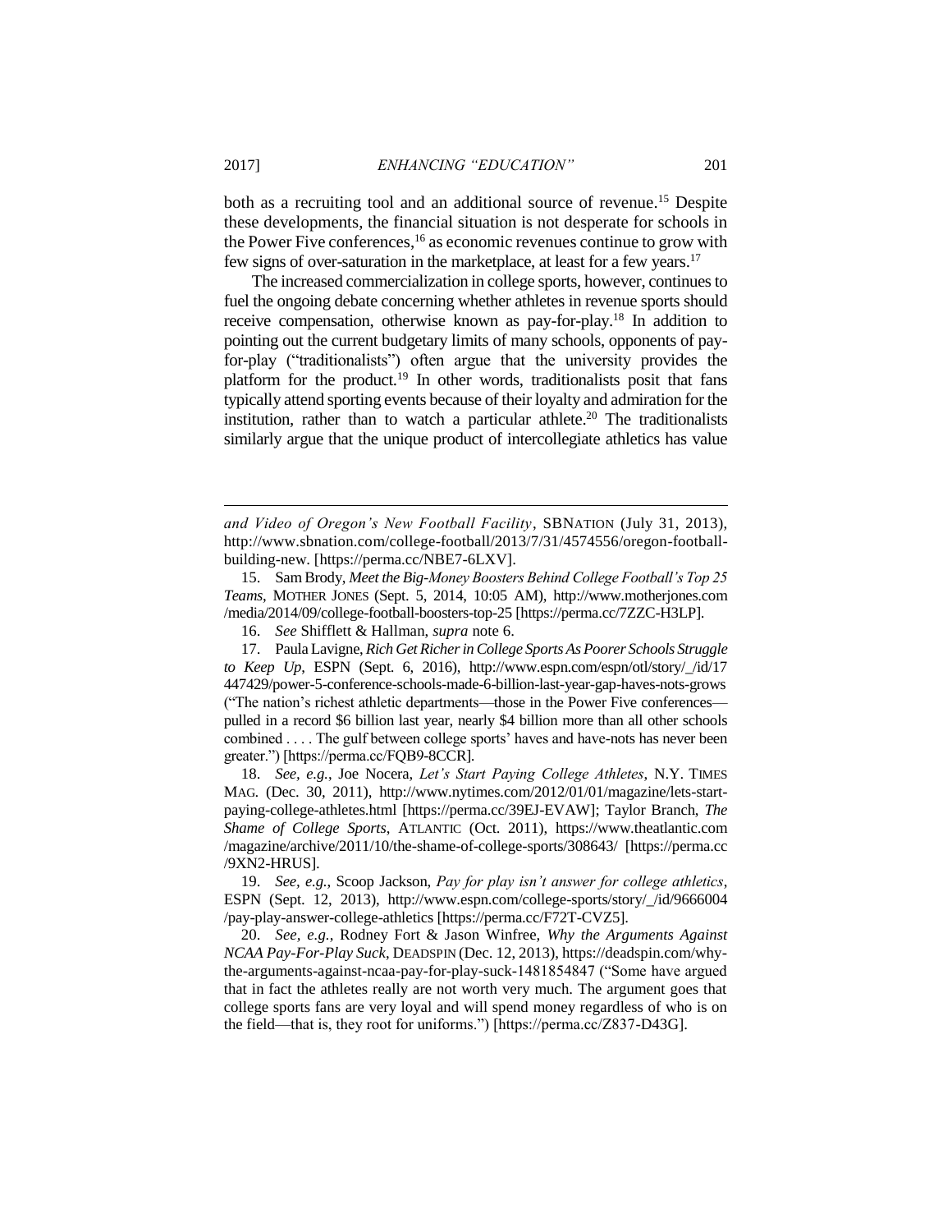both as a recruiting tool and an additional source of revenue.[15] Despite these developments, the financial situation is not desperate for schools in the Power Five conferences,[16] as economic revenues continue to grow with few signs of over-saturation in the marketplace, at least for a few years.[17]

The increased commercialization in college sports, however, continues to fuel the ongoing debate concerning whether athletes in revenue sports should receive compensation, otherwise known as pay-for-play.[18] In addition to pointing out the current budgetary limits of many schools, opponents of pay-for-play ("traditionalists") often argue that the university provides the platform for the product.[19] In other words, traditionalists posit that fans typically attend sporting events because of their loyalty and admiration for the institution, rather than to watch a particular athlete.[20] The traditionalists similarly argue that the unique product of intercollegiate athletics has value

---

*and Video of Oregon's New Football Facility*, SBNATION (July 31, 2013), http://www.sbnation.com/college-football/2013/7/31/4574556/oregon-football-building-new. [https://perma.cc/NBE7-6LXV].

15. Sam Brody, *Meet the Big-Money Boosters Behind College Football's Top 25 Teams*, MOTHER JONES (Sept. 5, 2014, 10:05 AM), http://www.motherjones.com /media/2014/09/college-football-boosters-top-25 [https://perma.cc/7ZZC-H3LP].

16. *See* Shifflett & Hallman, *supra* note 6.

17. Paula Lavigne, *Rich Get Richer in College Sports As Poorer Schools Struggle to Keep Up*, ESPN (Sept. 6, 2016), http://www.espn.com/espn/otl/story/_/id/17 447429/power-5-conference-schools-made-6-billion-last-year-gap-haves-nots-grows ("The nation's richest athletic departments—those in the Power Five conferences—pulled in a record $6 billion last year, nearly $4 billion more than all other schools combined . . . . The gulf between college sports' haves and have-nots has never been greater.") [https://perma.cc/FQB9-8CCR].

18. *See, e.g.*, Joe Nocera, *Let's Start Paying College Athletes*, N.Y. TIMES MAG. (Dec. 30, 2011), http://www.nytimes.com/2012/01/01/magazine/lets-start-paying-college-athletes.html [https://perma.cc/39EJ-EVAW]; Taylor Branch, *The Shame of College Sports*, ATLANTIC (Oct. 2011), https://www.theatlantic.com /magazine/archive/2011/10/the-shame-of-college-sports/308643/ [https://perma.cc /9XN2-HRUS].

19. *See, e.g.*, Scoop Jackson, *Pay for play isn't answer for college athletics*, ESPN (Sept. 12, 2013), http://www.espn.com/college-sports/story/_/id/9666004 /pay-play-answer-college-athletics [https://perma.cc/F72T-CVZ5].

20. *See, e.g.*, Rodney Fort & Jason Winfree, *Why the Arguments Against NCAA Pay-For-Play Suck*, DEADSPIN (Dec. 12, 2013), https://deadspin.com/why-the-arguments-against-ncaa-pay-for-play-suck-1481854847 ("Some have argued that in fact the athletes really are not worth very much. The argument goes that college sports fans are very loyal and will spend money regardless of who is on the field—that is, they root for uniforms.") [https://perma.cc/Z837-D43G].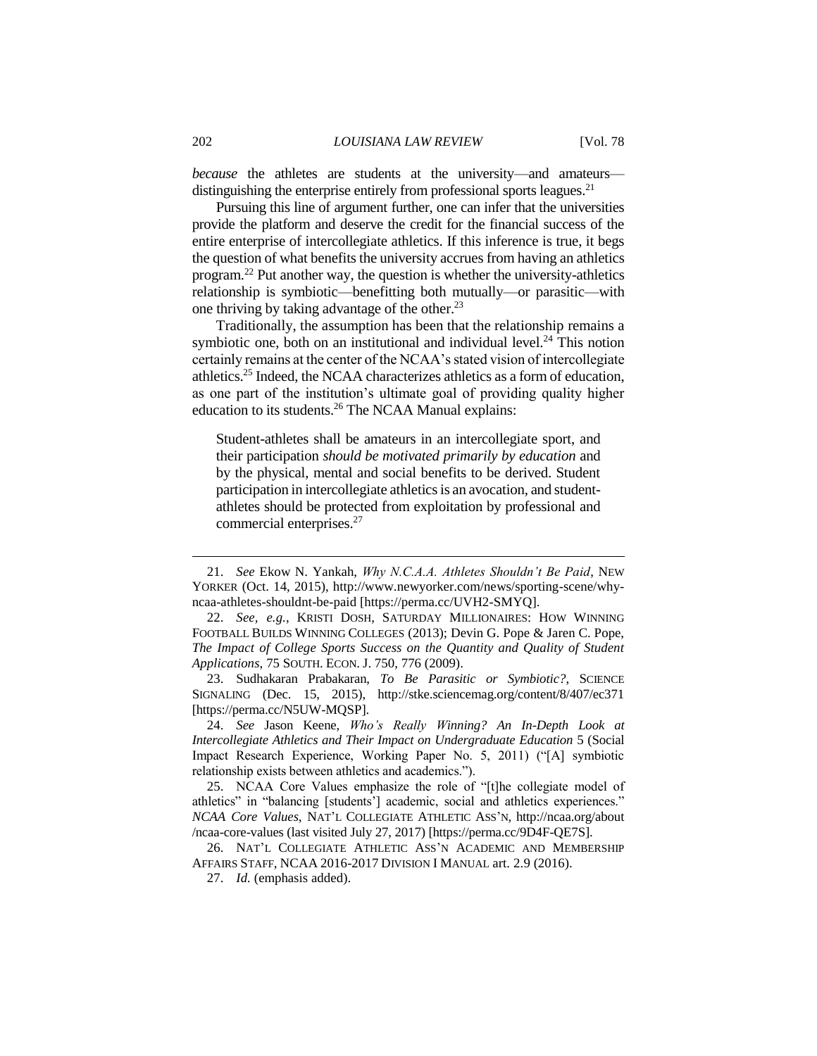*because* the athletes are students at the university—and amateurs—distinguishing the enterprise entirely from professional sports leagues.[21]

Pursuing this line of argument further, one can infer that the universities provide the platform and deserve the credit for the financial success of the entire enterprise of intercollegiate athletics. If this inference is true, it begs the question of what benefits the university accrues from having an athletics program.[22] Put another way, the question is whether the university-athletics relationship is symbiotic—benefitting both mutually—or parasitic—with one thriving by taking advantage of the other.[23]

Traditionally, the assumption has been that the relationship remains a symbiotic one, both on an institutional and individual level.[24] This notion certainly remains at the center of the NCAA's stated vision of intercollegiate athletics.[25] Indeed, the NCAA characterizes athletics as a form of education, as one part of the institution's ultimate goal of providing quality higher education to its students.[26] The NCAA Manual explains:

> Student-athletes shall be amateurs in an intercollegiate sport, and their participation *should be motivated primarily by education* and by the physical, mental and social benefits to be derived. Student participation in intercollegiate athletics is an avocation, and student-athletes should be protected from exploitation by professional and commercial enterprises.[27]

---

21. *See* Ekow N. Yankah, *Why N.C.A.A. Athletes Shouldn't Be Paid*, NEW YORKER (Oct. 14, 2015), http://www.newyorker.com/news/sporting-scene/why-ncaa-athletes-shouldnt-be-paid [https://perma.cc/UVH2-SMYQ].

22. *See, e.g.*, KRISTI DOSH, SATURDAY MILLIONAIRES: HOW WINNING FOOTBALL BUILDS WINNING COLLEGES (2013); Devin G. Pope & Jaren C. Pope, *The Impact of College Sports Success on the Quantity and Quality of Student Applications*, 75 SOUTH. ECON. J. 750, 776 (2009).

23. Sudhakaran Prabakaran, *To Be Parasitic or Symbiotic?*, SCIENCE SIGNALING (Dec. 15, 2015), http://stke.sciencemag.org/content/8/407/ec371 [https://perma.cc/N5UW-MQSP].

24. *See* Jason Keene, *Who's Really Winning? An In-Depth Look at Intercollegiate Athletics and Their Impact on Undergraduate Education* 5 (Social Impact Research Experience, Working Paper No. 5, 2011) ("[A] symbiotic relationship exists between athletics and academics.").

25. NCAA Core Values emphasize the role of "[t]he collegiate model of athletics" in "balancing [students'] academic, social and athletics experiences." *NCAA Core Values*, NAT'L COLLEGIATE ATHLETIC ASS'N, http://ncaa.org/about/ncaa-core-values (last visited July 27, 2017) [https://perma.cc/9D4F-QE7S].

26. NAT'L COLLEGIATE ATHLETIC ASS'N ACADEMIC AND MEMBERSHIP AFFAIRS STAFF, NCAA 2016-2017 DIVISION I MANUAL art. 2.9 (2016).

27. *Id.* (emphasis added).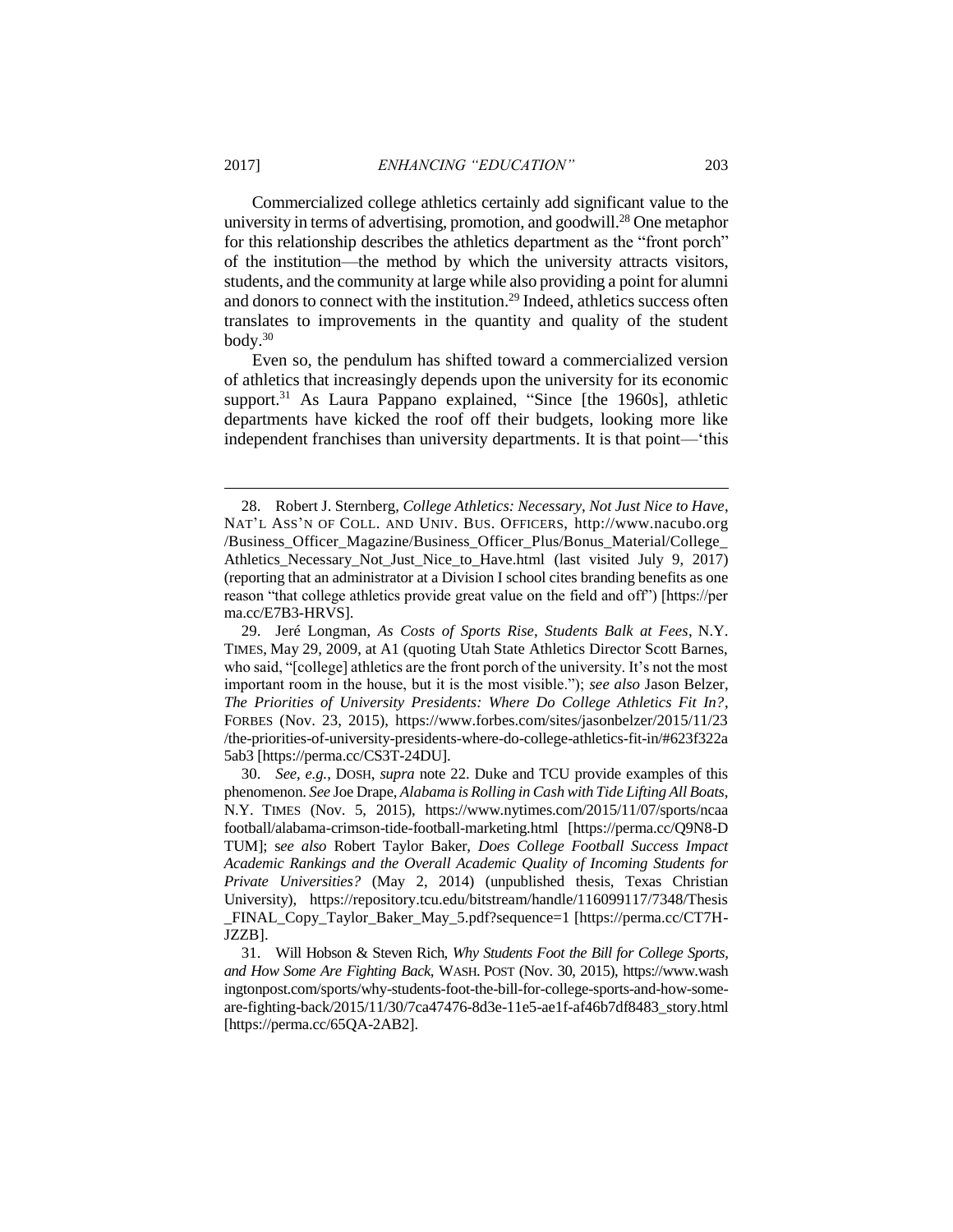Commercialized college athletics certainly add significant value to the university in terms of advertising, promotion, and goodwill.[28] One metaphor for this relationship describes the athletics department as the "front porch" of the institution—the method by which the university attracts visitors, students, and the community at large while also providing a point for alumni and donors to connect with the institution.[29] Indeed, athletics success often translates to improvements in the quantity and quality of the student body.[30]

Even so, the pendulum has shifted toward a commercialized version of athletics that increasingly depends upon the university for its economic support.[31] As Laura Pappano explained, "Since [the 1960s], athletic departments have kicked the roof off their budgets, looking more like independent franchises than university departments. It is that point—'this

---

28. Robert J. Sternberg, *College Athletics: Necessary, Not Just Nice to Have*, NAT'L ASS'N OF COLL. AND UNIV. BUS. OFFICERS, http://www.nacubo.org/Business_Officer_Magazine/Business_Officer_Plus/Bonus_Material/College_Athletics_Necessary_Not_Just_Nice_to_Have.html (last visited July 9, 2017) (reporting that an administrator at a Division I school cites branding benefits as one reason "that college athletics provide great value on the field and off") [https://perma.cc/E7B3-HRVS].

29. Jeré Longman, *As Costs of Sports Rise, Students Balk at Fees*, N.Y. TIMES, May 29, 2009, at A1 (quoting Utah State Athletics Director Scott Barnes, who said, "[college] athletics are the front porch of the university. It's not the most important room in the house, but it is the most visible."); *see also* Jason Belzer, *The Priorities of University Presidents: Where Do College Athletics Fit In?*, FORBES (Nov. 23, 2015), https://www.forbes.com/sites/jasonbelzer/2015/11/23/the-priorities-of-university-presidents-where-do-college-athletics-fit-in/#623f322a5ab3 [https://perma.cc/CS3T-24DU].

30. *See, e.g.*, DOSH, *supra* note 22. Duke and TCU provide examples of this phenomenon. *See* Joe Drape, *Alabama is Rolling in Cash with Tide Lifting All Boats*, N.Y. TIMES (Nov. 5, 2015), https://www.nytimes.com/2015/11/07/sports/ncaafootball/alabama-crimson-tide-football-marketing.html [https://perma.cc/Q9N8-DTUM]; s*ee also* Robert Taylor Baker, *Does College Football Success Impact Academic Rankings and the Overall Academic Quality of Incoming Students for Private Universities?* (May 2, 2014) (unpublished thesis, Texas Christian University), https://repository.tcu.edu/bitstream/handle/116099117/7348/Thesis_FINAL_Copy_Taylor_Baker_May_5.pdf?sequence=1 [https://perma.cc/CT7H-JZZB].

31. Will Hobson & Steven Rich, *Why Students Foot the Bill for College Sports, and How Some Are Fighting Back*, WASH. POST (Nov. 30, 2015), https://www.washingtonpost.com/sports/why-students-foot-the-bill-for-college-sports-and-how-some-are-fighting-back/2015/11/30/7ca47476-8d3e-11e5-ae1f-af46b7df8483_story.html [https://perma.cc/65QA-2AB2].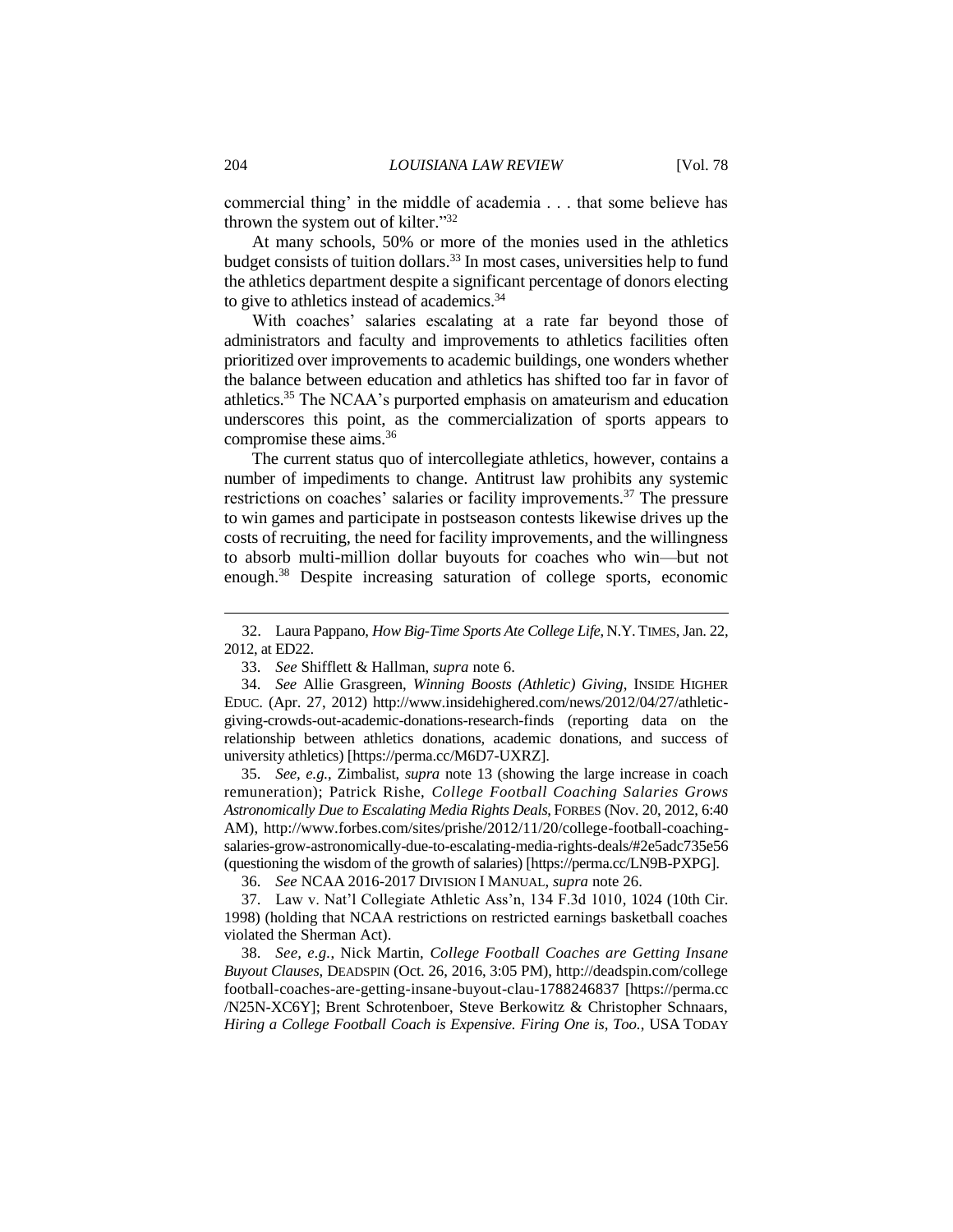commercial thing' in the middle of academia . . . that some believe has thrown the system out of kilter."[32]

At many schools, 50% or more of the monies used in the athletics budget consists of tuition dollars.[33] In most cases, universities help to fund the athletics department despite a significant percentage of donors electing to give to athletics instead of academics.[34]

With coaches' salaries escalating at a rate far beyond those of administrators and faculty and improvements to athletics facilities often prioritized over improvements to academic buildings, one wonders whether the balance between education and athletics has shifted too far in favor of athletics.[35] The NCAA's purported emphasis on amateurism and education underscores this point, as the commercialization of sports appears to compromise these aims.[36]

The current status quo of intercollegiate athletics, however, contains a number of impediments to change. Antitrust law prohibits any systemic restrictions on coaches' salaries or facility improvements.[37] The pressure to win games and participate in postseason contests likewise drives up the costs of recruiting, the need for facility improvements, and the willingness to absorb multi-million dollar buyouts for coaches who win—but not enough.[38] Despite increasing saturation of college sports, economic

---

32. Laura Pappano, *How Big-Time Sports Ate College Life*, N.Y. TIMES, Jan. 22, 2012, at ED22.

33. *See* Shifflett & Hallman, *supra* note 6.

34. *See* Allie Grasgreen, *Winning Boosts (Athletic) Giving*, INSIDE HIGHER EDUC. (Apr. 27, 2012) http://www.insidehighered.com/news/2012/04/27/athletic-giving-crowds-out-academic-donations-research-finds (reporting data on the relationship between athletics donations, academic donations, and success of university athletics) [https://perma.cc/M6D7-UXRZ].

35. *See, e.g.*, Zimbalist, *supra* note 13 (showing the large increase in coach remuneration); Patrick Rishe, *College Football Coaching Salaries Grows Astronomically Due to Escalating Media Rights Deals*, FORBES (Nov. 20, 2012, 6:40 AM), http://www.forbes.com/sites/prishe/2012/11/20/college-football-coaching-salaries-grow-astronomically-due-to-escalating-media-rights-deals/#2e5adc735e56 (questioning the wisdom of the growth of salaries) [https://perma.cc/LN9B-PXPG].

36. *See* NCAA 2016-2017 DIVISION I MANUAL, *supra* note 26.

37. Law v. Nat'l Collegiate Athletic Ass'n, 134 F.3d 1010, 1024 (10th Cir. 1998) (holding that NCAA restrictions on restricted earnings basketball coaches violated the Sherman Act).

38. *See, e.g.*, Nick Martin, *College Football Coaches are Getting Insane Buyout Clauses*, DEADSPIN (Oct. 26, 2016, 3:05 PM), http://deadspin.com/college football-coaches-are-getting-insane-buyout-clau-1788246837 [https://perma.cc/N25N-XC6Y]; Brent Schrotenboer, Steve Berkowitz & Christopher Schnaars, *Hiring a College Football Coach is Expensive. Firing One is, Too.*, USA TODAY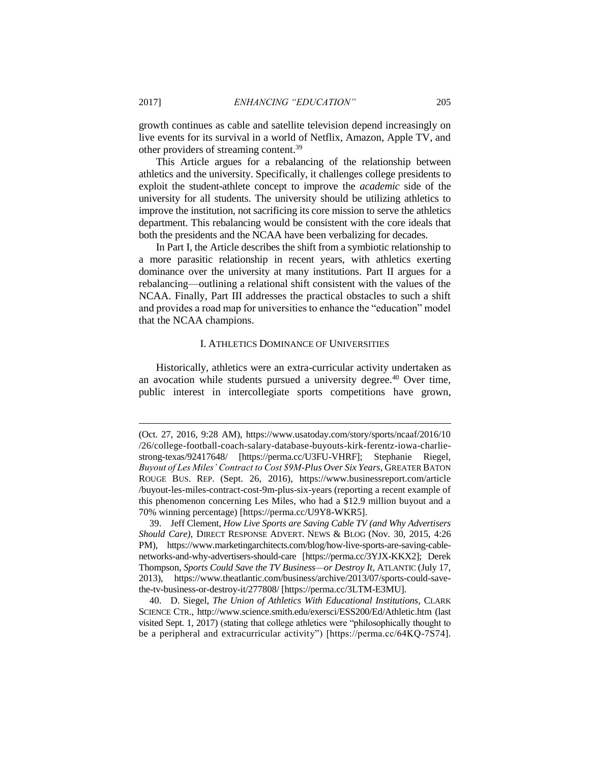growth continues as cable and satellite television depend increasingly on live events for its survival in a world of Netflix, Amazon, Apple TV, and other providers of streaming content.[39]

This Article argues for a rebalancing of the relationship between athletics and the university. Specifically, it challenges college presidents to exploit the student-athlete concept to improve the *academic* side of the university for all students. The university should be utilizing athletics to improve the institution, not sacrificing its core mission to serve the athletics department. This rebalancing would be consistent with the core ideals that both the presidents and the NCAA have been verbalizing for decades.

In Part I, the Article describes the shift from a symbiotic relationship to a more parasitic relationship in recent years, with athletics exerting dominance over the university at many institutions. Part II argues for a rebalancing—outlining a relational shift consistent with the values of the NCAA. Finally, Part III addresses the practical obstacles to such a shift and provides a road map for universities to enhance the "education" model that the NCAA champions.

## I. ATHLETICS DOMINANCE OF UNIVERSITIES

Historically, athletics were an extra-curricular activity undertaken as an avocation while students pursued a university degree.[40] Over time, public interest in intercollegiate sports competitions have grown,

---

(Oct. 27, 2016, 9:28 AM), https://www.usatoday.com/story/sports/ncaaf/2016/10/26/college-football-coach-salary-database-buyouts-kirk-ferentz-iowa-charlie-strong-texas/92417648/ [https://perma.cc/U3FU-VHRF]; Stephanie Riegel, *Buyout of Les Miles' Contract to Cost $9M-Plus Over Six Years*, GREATER BATON ROUGE BUS. REP. (Sept. 26, 2016), https://www.businessreport.com/article/buyout-les-miles-contract-cost-9m-plus-six-years (reporting a recent example of this phenomenon concerning Les Miles, who had a $12.9 million buyout and a 70% winning percentage) [https://perma.cc/U9Y8-WKR5].

39. Jeff Clement, *How Live Sports are Saving Cable TV (and Why Advertisers Should Care)*, DIRECT RESPONSE ADVERT. NEWS & BLOG (Nov. 30, 2015, 4:26 PM), https://www.marketingarchitects.com/blog/how-live-sports-are-saving-cable-networks-and-why-advertisers-should-care [https://perma.cc/3YJX-KKX2]; Derek Thompson, *Sports Could Save the TV Business—or Destroy It*, ATLANTIC (July 17, 2013), https://www.theatlantic.com/business/archive/2013/07/sports-could-save-the-tv-business-or-destroy-it/277808/ [https://perma.cc/3LTM-E3MU].

40. D. Siegel, *The Union of Athletics With Educational Institutions*, CLARK SCIENCE CTR., http://www.science.smith.edu/exersci/ESS200/Ed/Athletic.htm (last visited Sept. 1, 2017) (stating that college athletics were "philosophically thought to be a peripheral and extracurricular activity") [https://perma.cc/64KQ-7S74].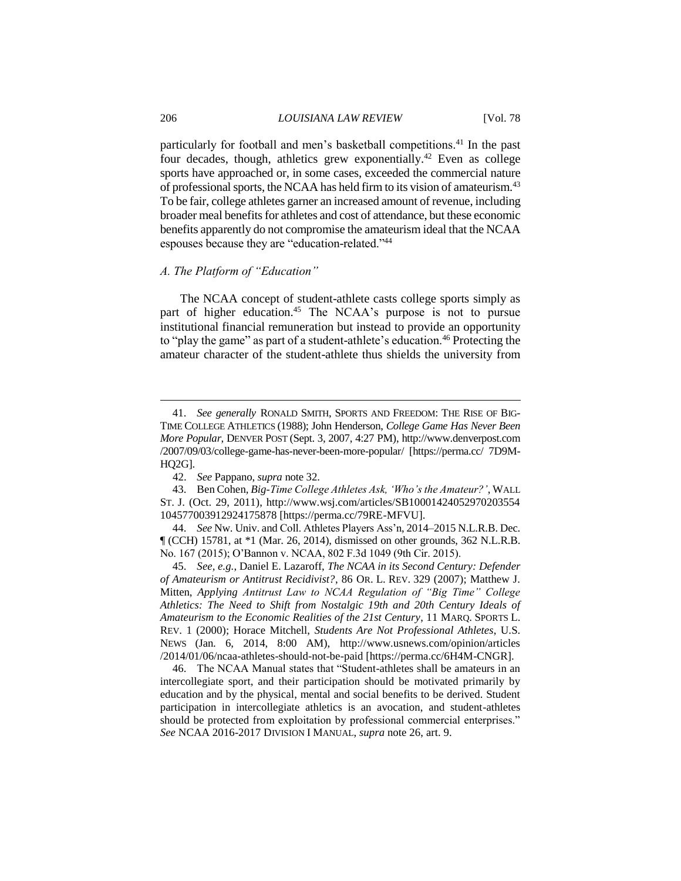particularly for football and men's basketball competitions.[41] In the past four decades, though, athletics grew exponentially.[42] Even as college sports have approached or, in some cases, exceeded the commercial nature of professional sports, the NCAA has held firm to its vision of amateurism.[43] To be fair, college athletes garner an increased amount of revenue, including broader meal benefits for athletes and cost of attendance, but these economic benefits apparently do not compromise the amateurism ideal that the NCAA espouses because they are "education-related."[44]

### *A. The Platform of "Education"*

The NCAA concept of student-athlete casts college sports simply as part of higher education.[45] The NCAA's purpose is not to pursue institutional financial remuneration but instead to provide an opportunity to "play the game" as part of a student-athlete's education.[46] Protecting the amateur character of the student-athlete thus shields the university from

---

41. *See generally* RONALD SMITH, SPORTS AND FREEDOM: THE RISE OF BIG-TIME COLLEGE ATHLETICS (1988); John Henderson, *College Game Has Never Been More Popular*, DENVER POST (Sept. 3, 2007, 4:27 PM), http://www.denverpost.com/2007/09/03/college-game-has-never-been-more-popular/ [https://perma.cc/7D9M-HQ2G].

42. *See* Pappano, *supra* note 32.

43. Ben Cohen, *Big-Time College Athletes Ask, 'Who's the Amateur?'*, WALL ST. J. (Oct. 29, 2011), http://www.wsj.com/articles/SB10001424052970203554104577003912924175878 [https://perma.cc/79RE-MFVU].

44. *See* Nw. Univ. and Coll. Athletes Players Ass'n, 2014–2015 N.L.R.B. Dec. ¶ (CCH) 15781, at *1 (Mar. 26, 2014), dismissed on other grounds, 362 N.L.R.B. No. 167 (2015); O'Bannon v. NCAA, 802 F.3d 1049 (9th Cir. 2015).

45. *See, e.g.*, Daniel E. Lazaroff, *The NCAA in its Second Century: Defender of Amateurism or Antitrust Recidivist?*, 86 OR. L. REV. 329 (2007); Matthew J. Mitten, *Applying Antitrust Law to NCAA Regulation of "Big Time" College Athletics: The Need to Shift from Nostalgic 19th and 20th Century Ideals of Amateurism to the Economic Realities of the 21st Century*, 11 MARQ. SPORTS L. REV. 1 (2000); Horace Mitchell, *Students Are Not Professional Athletes*, U.S. NEWS (Jan. 6, 2014, 8:00 AM), http://www.usnews.com/opinion/articles/2014/01/06/ncaa-athletes-should-not-be-paid [https://perma.cc/6H4M-CNGR].

46. The NCAA Manual states that "Student-athletes shall be amateurs in an intercollegiate sport, and their participation should be motivated primarily by education and by the physical, mental and social benefits to be derived. Student participation in intercollegiate athletics is an avocation, and student-athletes should be protected from exploitation by professional commercial enterprises." *See* NCAA 2016-2017 DIVISION I MANUAL, *supra* note 26, art. 9.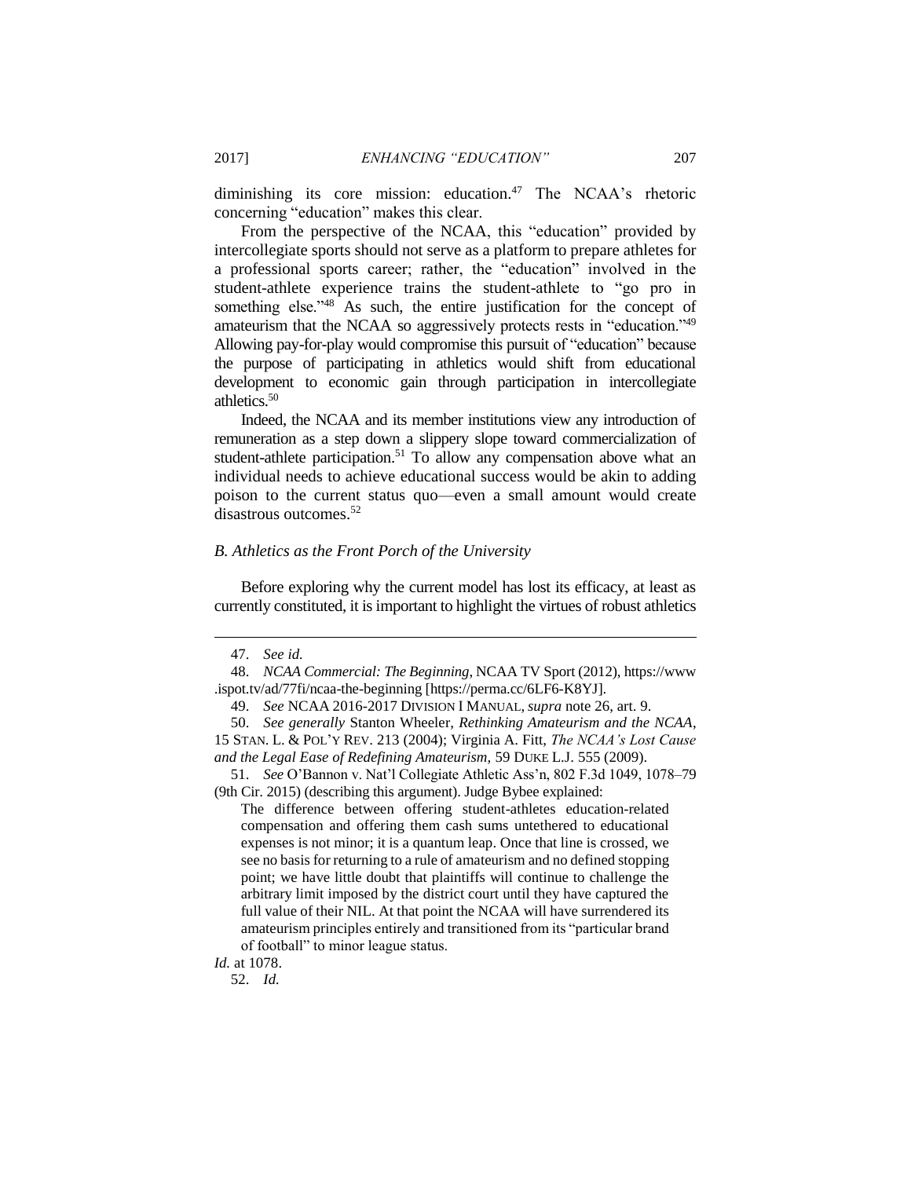diminishing its core mission: education.[47] The NCAA's rhetoric concerning "education" makes this clear.

From the perspective of the NCAA, this "education" provided by intercollegiate sports should not serve as a platform to prepare athletes for a professional sports career; rather, the "education" involved in the student-athlete experience trains the student-athlete to "go pro in something else."[48] As such, the entire justification for the concept of amateurism that the NCAA so aggressively protects rests in "education."[49] Allowing pay-for-play would compromise this pursuit of "education" because the purpose of participating in athletics would shift from educational development to economic gain through participation in intercollegiate athletics.[50]

Indeed, the NCAA and its member institutions view any introduction of remuneration as a step down a slippery slope toward commercialization of student-athlete participation.[51] To allow any compensation above what an individual needs to achieve educational success would be akin to adding poison to the current status quo—even a small amount would create disastrous outcomes.[52]

### *B. Athletics as the Front Porch of the University*

Before exploring why the current model has lost its efficacy, at least as currently constituted, it is important to highlight the virtues of robust athletics

---

47. *See id.*

48. *NCAA Commercial: The Beginning*, NCAA TV Sport (2012), https://www.ispot.tv/ad/77fi/ncaa-the-beginning [https://perma.cc/6LF6-K8YJ].

49. *See* NCAA 2016-2017 DIVISION I MANUAL, *supra* note 26, art. 9.

50. *See generally* Stanton Wheeler, *Rethinking Amateurism and the NCAA*, 15 STAN. L. & POL'Y REV. 213 (2004); Virginia A. Fitt, *The NCAA's Lost Cause and the Legal Ease of Redefining Amateurism,* 59 DUKE L.J. 555 (2009).

51. *See* O'Bannon v. Nat'l Collegiate Athletic Ass'n, 802 F.3d 1049, 1078–79 (9th Cir. 2015) (describing this argument). Judge Bybee explained:

> The difference between offering student-athletes education-related compensation and offering them cash sums untethered to educational expenses is not minor; it is a quantum leap. Once that line is crossed, we see no basis for returning to a rule of amateurism and no defined stopping point; we have little doubt that plaintiffs will continue to challenge the arbitrary limit imposed by the district court until they have captured the full value of their NIL. At that point the NCAA will have surrendered its amateurism principles entirely and transitioned from its "particular brand of football" to minor league status.

*Id.* at 1078.

52. *Id.*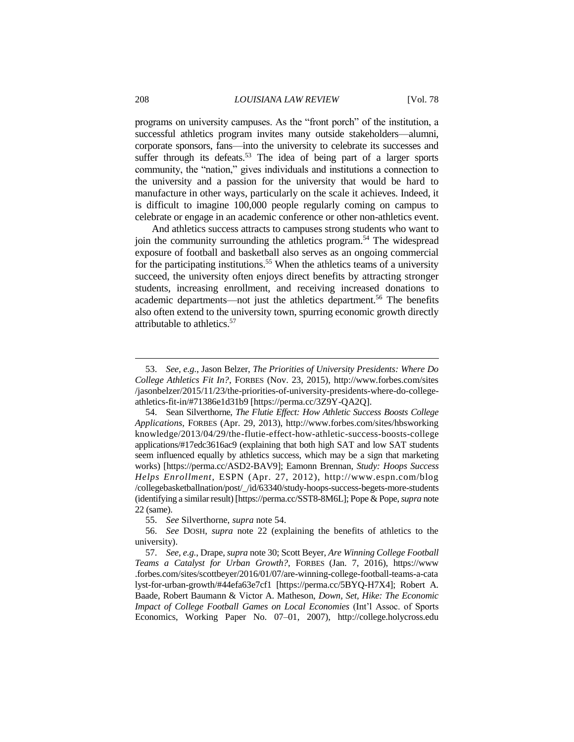programs on university campuses. As the "front porch" of the institution, a successful athletics program invites many outside stakeholders—alumni, corporate sponsors, fans—into the university to celebrate its successes and suffer through its defeats.[53] The idea of being part of a larger sports community, the "nation," gives individuals and institutions a connection to the university and a passion for the university that would be hard to manufacture in other ways, particularly on the scale it achieves. Indeed, it is difficult to imagine 100,000 people regularly coming on campus to celebrate or engage in an academic conference or other non-athletics event.

And athletics success attracts to campuses strong students who want to join the community surrounding the athletics program.[54] The widespread exposure of football and basketball also serves as an ongoing commercial for the participating institutions.[55] When the athletics teams of a university succeed, the university often enjoys direct benefits by attracting stronger students, increasing enrollment, and receiving increased donations to academic departments—not just the athletics department.[56] The benefits also often extend to the university town, spurring economic growth directly attributable to athletics.[57]

---

53. *See, e.g.*, Jason Belzer, *The Priorities of University Presidents: Where Do College Athletics Fit In?*, FORBES (Nov. 23, 2015), http://www.forbes.com/sites/jasonbelzer/2015/11/23/the-priorities-of-university-presidents-where-do-college-athletics-fit-in/#71386e1d31b9 [https://perma.cc/3Z9Y-QA2Q].

54. Sean Silverthorne, *The Flutie Effect: How Athletic Success Boosts College Applications*, FORBES (Apr. 29, 2013), http://www.forbes.com/sites/hbsworkingknowledge/2013/04/29/the-flutie-effect-how-athletic-success-boosts-college applications/#17edc3616ac9 (explaining that both high SAT and low SAT students seem influenced equally by athletics success, which may be a sign that marketing works) [https://perma.cc/ASD2-BAV9]; Eamonn Brennan, *Study: Hoops Success Helps Enrollment*, ESPN (Apr. 27, 2012), http://www.espn.com/blog/collegebasketballnation/post/_/id/63340/study-hoops-success-begets-more-students (identifying a similar result) [https://perma.cc/SST8-8M6L]; Pope & Pope, *supra* note 22 (same).

55. *See* Silverthorne, *supra* note 54.

56. *See* DOSH, *supra* note 22 (explaining the benefits of athletics to the university).

57. *See, e.g.*, Drape, *supra* note 30; Scott Beyer, *Are Winning College Football Teams a Catalyst for Urban Growth?*, FORBES (Jan. 7, 2016), https://www.forbes.com/sites/scottbeyer/2016/01/07/are-winning-college-football-teams-a-catalyst-for-urban-growth/#44efa63e7cf1 [https://perma.cc/5BYQ-H7X4]; Robert A. Baade, Robert Baumann & Victor A. Matheson, *Down, Set, Hike: The Economic Impact of College Football Games on Local Economies* (Int'l Assoc. of Sports Economics, Working Paper No. 07–01, 2007), http://college.holycross.edu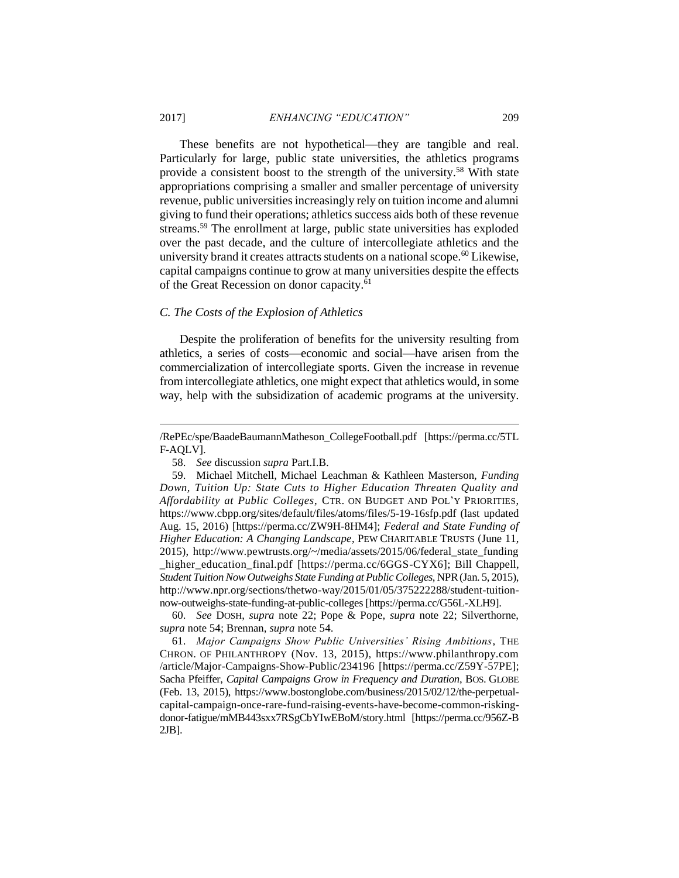These benefits are not hypothetical—they are tangible and real. Particularly for large, public state universities, the athletics programs provide a consistent boost to the strength of the university.[58] With state appropriations comprising a smaller and smaller percentage of university revenue, public universities increasingly rely on tuition income and alumni giving to fund their operations; athletics success aids both of these revenue streams.[59] The enrollment at large, public state universities has exploded over the past decade, and the culture of intercollegiate athletics and the university brand it creates attracts students on a national scope.[60] Likewise, capital campaigns continue to grow at many universities despite the effects of the Great Recession on donor capacity.[61]

### *C. The Costs of the Explosion of Athletics*

Despite the proliferation of benefits for the university resulting from athletics, a series of costs—economic and social—have arisen from the commercialization of intercollegiate sports. Given the increase in revenue from intercollegiate athletics, one might expect that athletics would, in some way, help with the subsidization of academic programs at the university.

---

/RePEc/spe/BaadeBaumannMatheson_CollegeFootball.pdf [https://perma.cc/5TLF-AQLV].

58. *See* discussion *supra* Part.I.B.

59. Michael Mitchell, Michael Leachman & Kathleen Masterson, *Funding Down, Tuition Up: State Cuts to Higher Education Threaten Quality and Affordability at Public Colleges*, CTR. ON BUDGET AND POL'Y PRIORITIES, https://www.cbpp.org/sites/default/files/atoms/files/5-19-16sfp.pdf (last updated Aug. 15, 2016) [https://perma.cc/ZW9H-8HM4]; *Federal and State Funding of Higher Education: A Changing Landscape*, PEW CHARITABLE TRUSTS (June 11, 2015), http://www.pewtrusts.org/~/media/assets/2015/06/federal_state_funding_higher_education_final.pdf [https://perma.cc/6GGS-CYX6]; Bill Chappell, *Student Tuition Now Outweighs State Funding at Public Colleges*, NPR (Jan. 5, 2015), http://www.npr.org/sections/thetwo-way/2015/01/05/375222288/student-tuition-now-outweighs-state-funding-at-public-colleges [https://perma.cc/G56L-XLH9].

60. *See* DOSH, *supra* note 22; Pope & Pope, *supra* note 22; Silverthorne, *supra* note 54; Brennan, *supra* note 54.

61. *Major Campaigns Show Public Universities' Rising Ambitions*, THE CHRON. OF PHILANTHROPY (Nov. 13, 2015), https://www.philanthropy.com/article/Major-Campaigns-Show-Public/234196 [https://perma.cc/Z59Y-57PE]; Sacha Pfeiffer, *Capital Campaigns Grow in Frequency and Duration*, BOS. GLOBE (Feb. 13, 2015), https://www.bostonglobe.com/business/2015/02/12/the-perpetual-capital-campaign-once-rare-fund-raising-events-have-become-common-risking-donor-fatigue/mMB443sxx7RSgCbYIwEBoM/story.html [https://perma.cc/956Z-B2JB].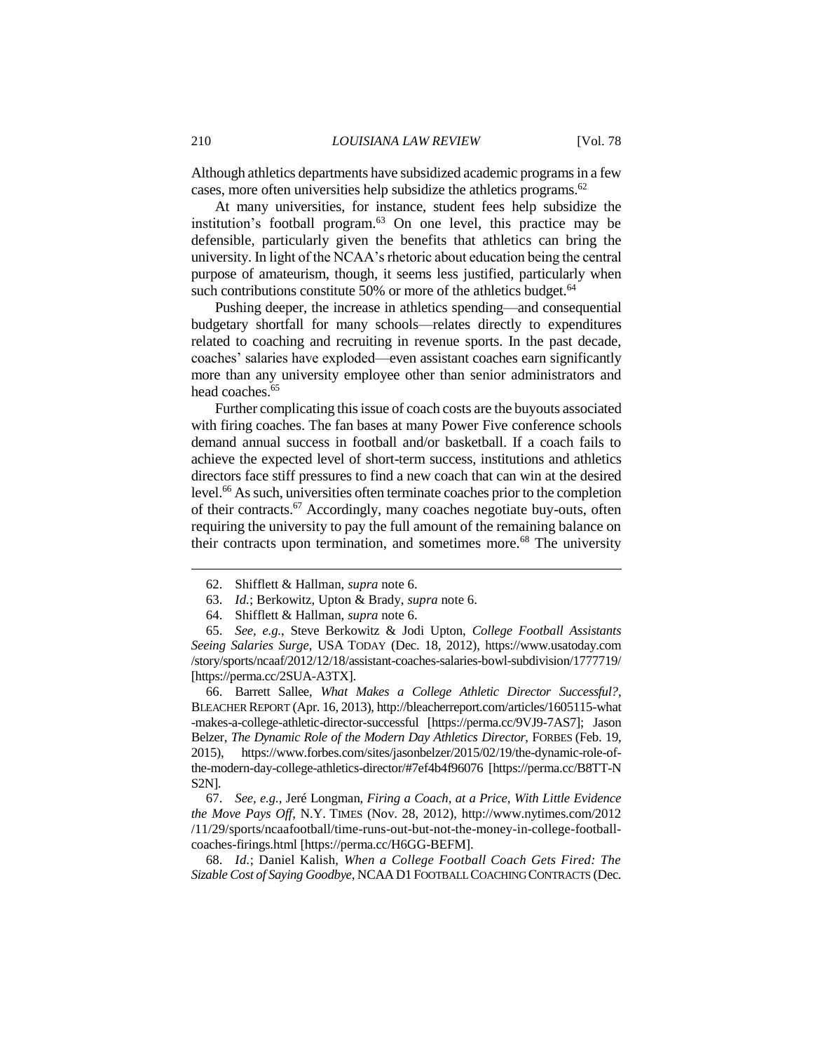Although athletics departments have subsidized academic programs in a few cases, more often universities help subsidize the athletics programs.[62]

At many universities, for instance, student fees help subsidize the institution's football program.[63] On one level, this practice may be defensible, particularly given the benefits that athletics can bring the university. In light of the NCAA's rhetoric about education being the central purpose of amateurism, though, it seems less justified, particularly when such contributions constitute 50% or more of the athletics budget.[64]

Pushing deeper, the increase in athletics spending—and consequential budgetary shortfall for many schools—relates directly to expenditures related to coaching and recruiting in revenue sports. In the past decade, coaches' salaries have exploded—even assistant coaches earn significantly more than any university employee other than senior administrators and head coaches.[65]

Further complicating this issue of coach costs are the buyouts associated with firing coaches. The fan bases at many Power Five conference schools demand annual success in football and/or basketball. If a coach fails to achieve the expected level of short-term success, institutions and athletics directors face stiff pressures to find a new coach that can win at the desired level.[66] As such, universities often terminate coaches prior to the completion of their contracts.[67] Accordingly, many coaches negotiate buy-outs, often requiring the university to pay the full amount of the remaining balance on their contracts upon termination, and sometimes more.[68] The university

---

62. Shifflett & Hallman, *supra* note 6.

63. *Id.*; Berkowitz, Upton & Brady, *supra* note 6.

64. Shifflett & Hallman, *supra* note 6.

65. *See, e.g.*, Steve Berkowitz & Jodi Upton, *College Football Assistants Seeing Salaries Surge*, USA TODAY (Dec. 18, 2012), https://www.usatoday.com/story/sports/ncaaf/2012/12/18/assistant-coaches-salaries-bowl-subdivision/1777719/ [https://perma.cc/2SUA-A3TX].

66. Barrett Sallee, *What Makes a College Athletic Director Successful?*, BLEACHER REPORT (Apr. 16, 2013), http://bleacherreport.com/articles/1605115-what-makes-a-college-athletic-director-successful [https://perma.cc/9VJ9-7AS7]; Jason Belzer, *The Dynamic Role of the Modern Day Athletics Director*, FORBES (Feb. 19, 2015), https://www.forbes.com/sites/jasonbelzer/2015/02/19/the-dynamic-role-of-the-modern-day-college-athletics-director/#7ef4b4f96076 [https://perma.cc/B8TT-NS2N].

67. *See, e.g.*, Jeré Longman, *Firing a Coach, at a Price, With Little Evidence the Move Pays Off*, N.Y. TIMES (Nov. 28, 2012), http://www.nytimes.com/2012/11/29/sports/ncaafootball/time-runs-out-but-not-the-money-in-college-football-coaches-firings.html [https://perma.cc/H6GG-BEFM].

68. *Id.*; Daniel Kalish, *When a College Football Coach Gets Fired: The Sizable Cost of Saying Goodbye*, NCAA D1 FOOTBALL COACHING CONTRACTS (Dec.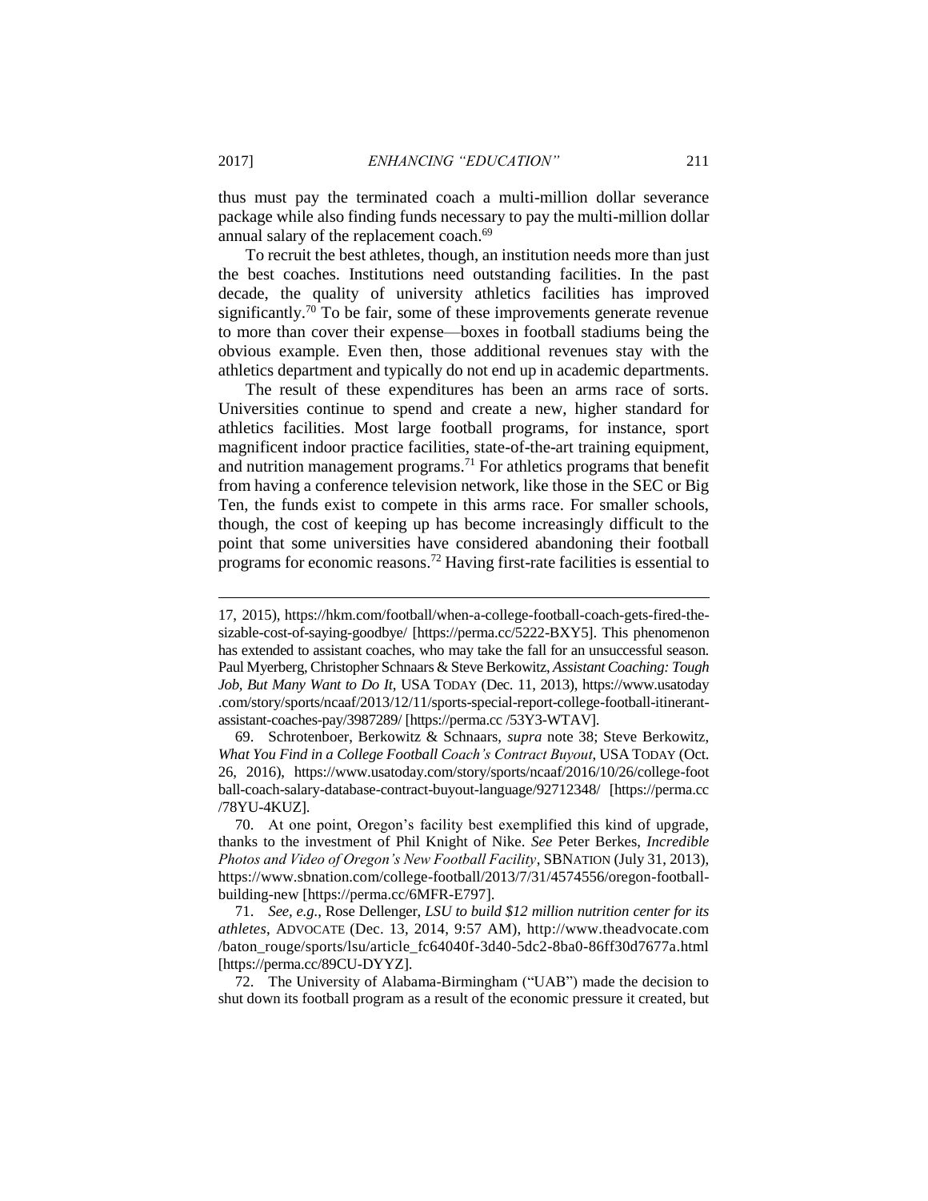thus must pay the terminated coach a multi-million dollar severance package while also finding funds necessary to pay the multi-million dollar annual salary of the replacement coach.[69]

To recruit the best athletes, though, an institution needs more than just the best coaches. Institutions need outstanding facilities. In the past decade, the quality of university athletics facilities has improved significantly.[70] To be fair, some of these improvements generate revenue to more than cover their expense—boxes in football stadiums being the obvious example. Even then, those additional revenues stay with the athletics department and typically do not end up in academic departments.

The result of these expenditures has been an arms race of sorts. Universities continue to spend and create a new, higher standard for athletics facilities. Most large football programs, for instance, sport magnificent indoor practice facilities, state-of-the-art training equipment, and nutrition management programs.[71] For athletics programs that benefit from having a conference television network, like those in the SEC or Big Ten, the funds exist to compete in this arms race. For smaller schools, though, the cost of keeping up has become increasingly difficult to the point that some universities have considered abandoning their football programs for economic reasons.[72] Having first-rate facilities is essential to

---

17, 2015), https://hkm.com/football/when-a-college-football-coach-gets-fired-the-sizable-cost-of-saying-goodbye/ [https://perma.cc/5222-BXY5]. This phenomenon has extended to assistant coaches, who may take the fall for an unsuccessful season. Paul Myerberg, Christopher Schnaars & Steve Berkowitz, *Assistant Coaching: Tough Job, But Many Want to Do It*, USA TODAY (Dec. 11, 2013), https://www.usatoday.com/story/sports/ncaaf/2013/12/11/sports-special-report-college-football-itinerant-assistant-coaches-pay/3987289/ [https://perma.cc /53Y3-WTAV].

69. Schrotenboer, Berkowitz & Schnaars, *supra* note 38; Steve Berkowitz, *What You Find in a College Football Coach's Contract Buyout*, USA TODAY (Oct. 26, 2016), https://www.usatoday.com/story/sports/ncaaf/2016/10/26/college-football-coach-salary-database-contract-buyout-language/92712348/ [https://perma.cc /78YU-4KUZ].

70. At one point, Oregon's facility best exemplified this kind of upgrade, thanks to the investment of Phil Knight of Nike. *See* Peter Berkes, *Incredible Photos and Video of Oregon's New Football Facility*, SBNATION (July 31, 2013), https://www.sbnation.com/college-football/2013/7/31/4574556/oregon-football-building-new [https://perma.cc/6MFR-E797].

71. *See, e.g.*, Rose Dellenger, *LSU to build $12 million nutrition center for its athletes*, ADVOCATE (Dec. 13, 2014, 9:57 AM), http://www.theadvocate.com /baton_rouge/sports/lsu/article_fc64040f-3d40-5dc2-8ba0-86ff30d7677a.html [https://perma.cc/89CU-DYYZ].

72. The University of Alabama-Birmingham ("UAB") made the decision to shut down its football program as a result of the economic pressure it created, but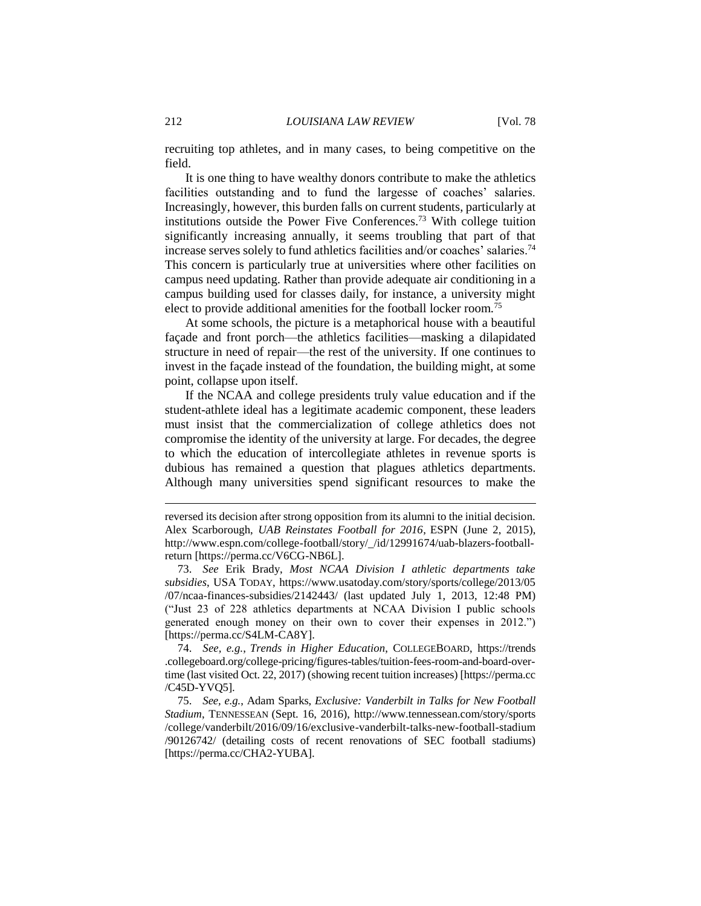recruiting top athletes, and in many cases, to being competitive on the field.

It is one thing to have wealthy donors contribute to make the athletics facilities outstanding and to fund the largesse of coaches' salaries. Increasingly, however, this burden falls on current students, particularly at institutions outside the Power Five Conferences.[73] With college tuition significantly increasing annually, it seems troubling that part of that increase serves solely to fund athletics facilities and/or coaches' salaries.[74] This concern is particularly true at universities where other facilities on campus need updating. Rather than provide adequate air conditioning in a campus building used for classes daily, for instance, a university might elect to provide additional amenities for the football locker room.[75]

At some schools, the picture is a metaphorical house with a beautiful façade and front porch—the athletics facilities—masking a dilapidated structure in need of repair—the rest of the university. If one continues to invest in the façade instead of the foundation, the building might, at some point, collapse upon itself.

If the NCAA and college presidents truly value education and if the student-athlete ideal has a legitimate academic component, these leaders must insist that the commercialization of college athletics does not compromise the identity of the university at large. For decades, the degree to which the education of intercollegiate athletes in revenue sports is dubious has remained a question that plagues athletics departments. Although many universities spend significant resources to make the

---

reversed its decision after strong opposition from its alumni to the initial decision. Alex Scarborough, *UAB Reinstates Football for 2016*, ESPN (June 2, 2015), http://www.espn.com/college-football/story/_/id/12991674/uab-blazers-football-return [https://perma.cc/V6CG-NB6L].

73. *See* Erik Brady, *Most NCAA Division I athletic departments take subsidies*, USA TODAY, https://www.usatoday.com/story/sports/college/2013/05/07/ncaa-finances-subsidies/2142443/ (last updated July 1, 2013, 12:48 PM) ("Just 23 of 228 athletics departments at NCAA Division I public schools generated enough money on their own to cover their expenses in 2012.") [https://perma.cc/S4LM-CA8Y].

74. *See, e.g.*, *Trends in Higher Education*, COLLEGEBOARD, https://trends.collegeboard.org/college-pricing/figures-tables/tuition-fees-room-and-board-over-time (last visited Oct. 22, 2017) (showing recent tuition increases) [https://perma.cc/C45D-YVQ5].

75. *See, e.g.*, Adam Sparks, *Exclusive: Vanderbilt in Talks for New Football Stadium*, TENNESSEAN (Sept. 16, 2016), http://www.tennessean.com/story/sports/college/vanderbilt/2016/09/16/exclusive-vanderbilt-talks-new-football-stadium/90126742/ (detailing costs of recent renovations of SEC football stadiums) [https://perma.cc/CHA2-YUBA].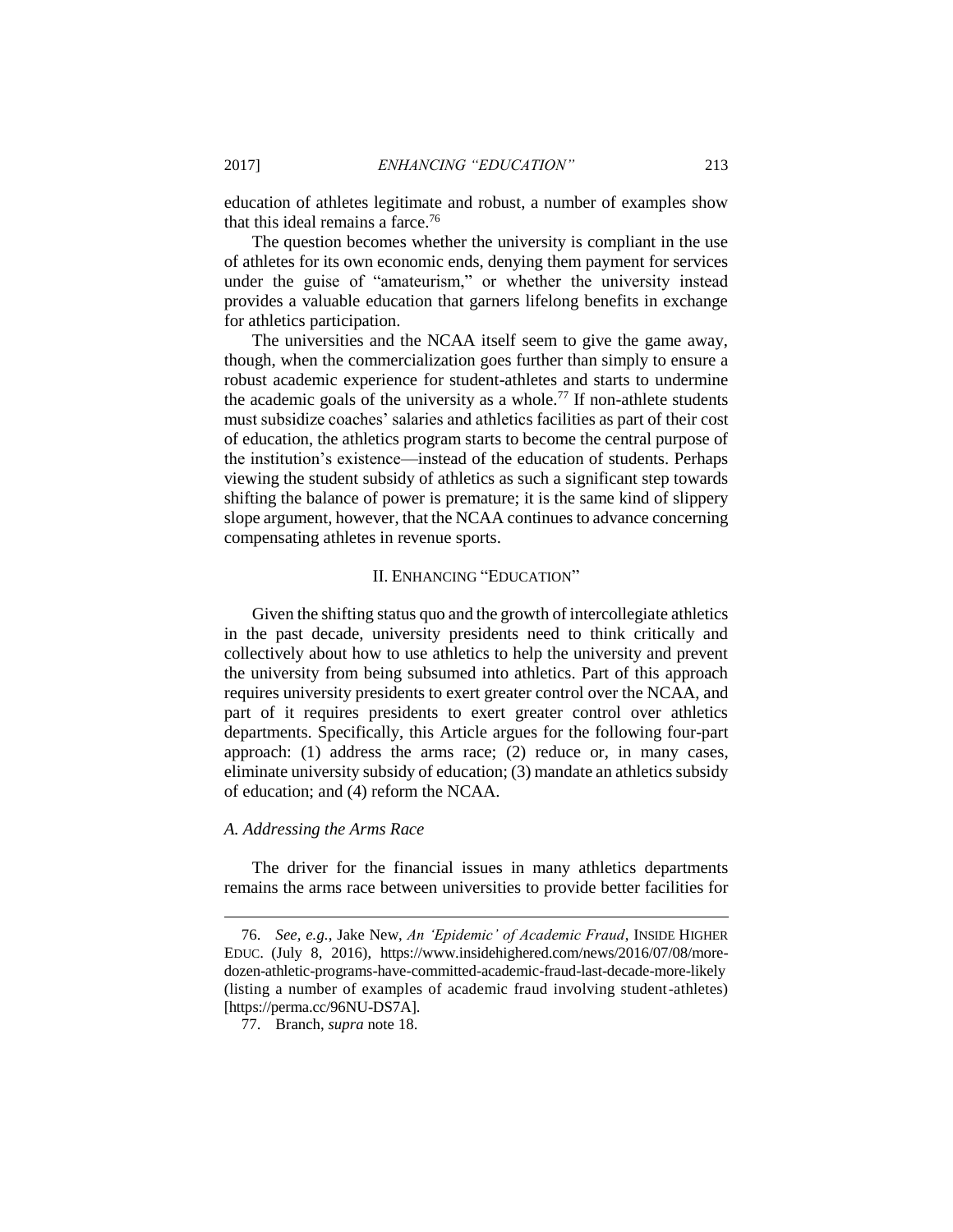education of athletes legitimate and robust, a number of examples show that this ideal remains a farce.[76]

The question becomes whether the university is compliant in the use of athletes for its own economic ends, denying them payment for services under the guise of "amateurism," or whether the university instead provides a valuable education that garners lifelong benefits in exchange for athletics participation.

The universities and the NCAA itself seem to give the game away, though, when the commercialization goes further than simply to ensure a robust academic experience for student-athletes and starts to undermine the academic goals of the university as a whole.[77] If non-athlete students must subsidize coaches' salaries and athletics facilities as part of their cost of education, the athletics program starts to become the central purpose of the institution's existence—instead of the education of students. Perhaps viewing the student subsidy of athletics as such a significant step towards shifting the balance of power is premature; it is the same kind of slippery slope argument, however, that the NCAA continues to advance concerning compensating athletes in revenue sports.

## II. ENHANCING "EDUCATION"

Given the shifting status quo and the growth of intercollegiate athletics in the past decade, university presidents need to think critically and collectively about how to use athletics to help the university and prevent the university from being subsumed into athletics. Part of this approach requires university presidents to exert greater control over the NCAA, and part of it requires presidents to exert greater control over athletics departments. Specifically, this Article argues for the following four-part approach: (1) address the arms race; (2) reduce or, in many cases, eliminate university subsidy of education; (3) mandate an athletics subsidy of education; and (4) reform the NCAA.

### *A. Addressing the Arms Race*

The driver for the financial issues in many athletics departments remains the arms race between universities to provide better facilities for

---

76. *See, e.g.*, Jake New, *An 'Epidemic' of Academic Fraud*, INSIDE HIGHER EDUC. (July 8, 2016), https://www.insidehighered.com/news/2016/07/08/more-dozen-athletic-programs-have-committed-academic-fraud-last-decade-more-likely (listing a number of examples of academic fraud involving student-athletes) [https://perma.cc/96NU-DS7A].

77. Branch, *supra* note 18.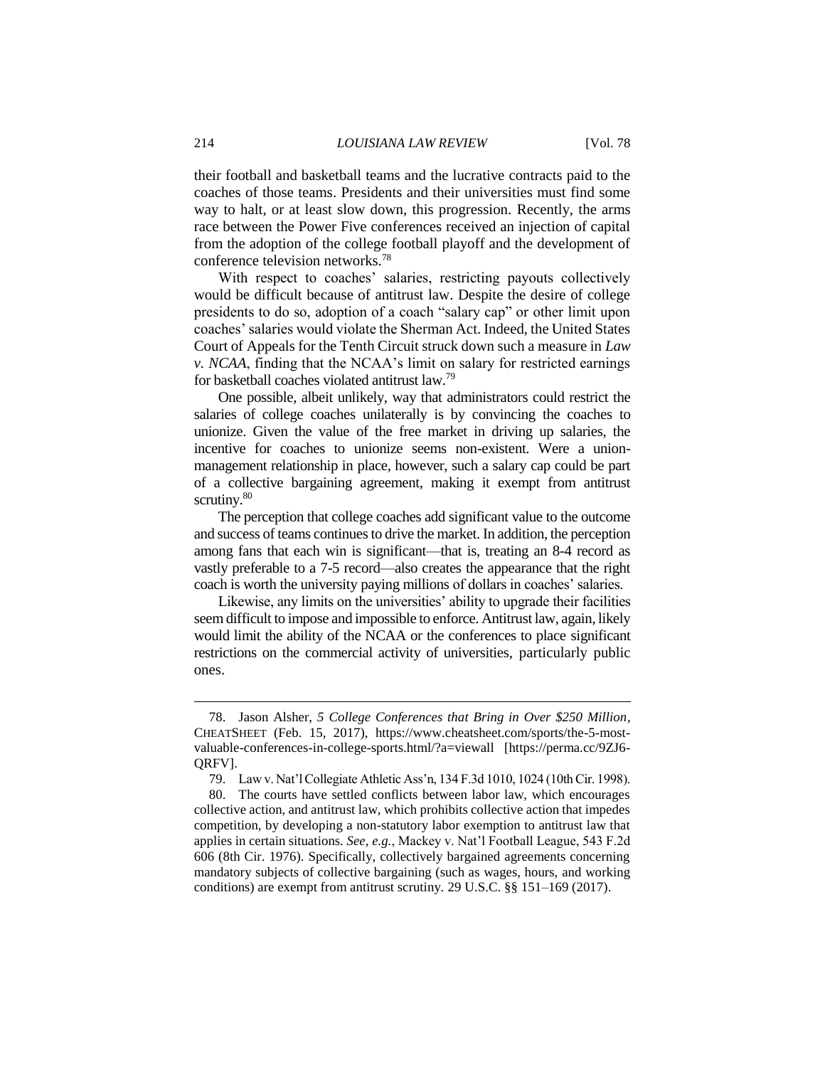their football and basketball teams and the lucrative contracts paid to the coaches of those teams. Presidents and their universities must find some way to halt, or at least slow down, this progression. Recently, the arms race between the Power Five conferences received an injection of capital from the adoption of the college football playoff and the development of conference television networks.[78]

With respect to coaches' salaries, restricting payouts collectively would be difficult because of antitrust law. Despite the desire of college presidents to do so, adoption of a coach "salary cap" or other limit upon coaches' salaries would violate the Sherman Act. Indeed, the United States Court of Appeals for the Tenth Circuit struck down such a measure in *Law v. NCAA*, finding that the NCAA's limit on salary for restricted earnings for basketball coaches violated antitrust law.[79]

One possible, albeit unlikely, way that administrators could restrict the salaries of college coaches unilaterally is by convincing the coaches to unionize. Given the value of the free market in driving up salaries, the incentive for coaches to unionize seems non-existent. Were a union-management relationship in place, however, such a salary cap could be part of a collective bargaining agreement, making it exempt from antitrust scrutiny.[80]

The perception that college coaches add significant value to the outcome and success of teams continues to drive the market. In addition, the perception among fans that each win is significant—that is, treating an 8-4 record as vastly preferable to a 7-5 record—also creates the appearance that the right coach is worth the university paying millions of dollars in coaches' salaries.

Likewise, any limits on the universities' ability to upgrade their facilities seem difficult to impose and impossible to enforce. Antitrust law, again, likely would limit the ability of the NCAA or the conferences to place significant restrictions on the commercial activity of universities, particularly public ones.

---

78. Jason Alsher, *5 College Conferences that Bring in Over $250 Million*, CHEATSHEET (Feb. 15, 2017), https://www.cheatsheet.com/sports/the-5-most-valuable-conferences-in-college-sports.html/?a=viewall [https://perma.cc/9ZJ6-QRFV].

79. Law v. Nat'l Collegiate Athletic Ass'n, 134 F.3d 1010, 1024 (10th Cir. 1998).

80. The courts have settled conflicts between labor law, which encourages collective action, and antitrust law, which prohibits collective action that impedes competition, by developing a non-statutory labor exemption to antitrust law that applies in certain situations. *See, e.g.*, Mackey v. Nat'l Football League, 543 F.2d 606 (8th Cir. 1976). Specifically, collectively bargained agreements concerning mandatory subjects of collective bargaining (such as wages, hours, and working conditions) are exempt from antitrust scrutiny. 29 U.S.C. §§ 151–169 (2017).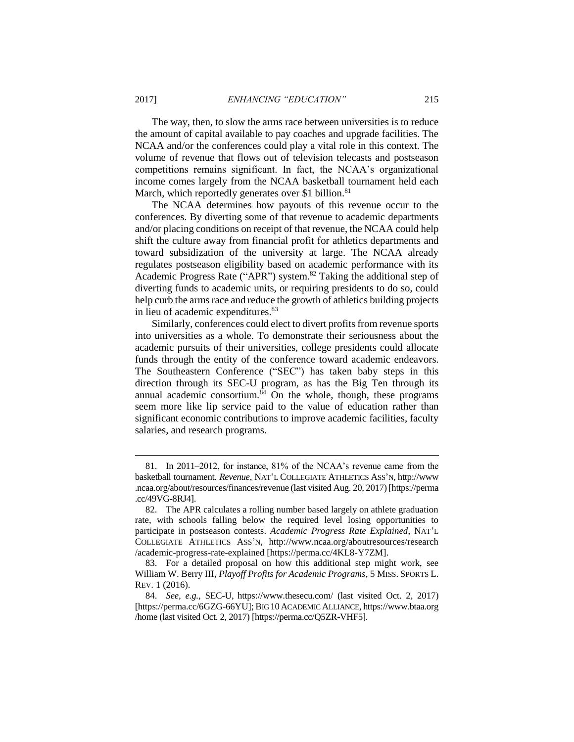The way, then, to slow the arms race between universities is to reduce the amount of capital available to pay coaches and upgrade facilities. The NCAA and/or the conferences could play a vital role in this context. The volume of revenue that flows out of television telecasts and postseason competitions remains significant. In fact, the NCAA's organizational income comes largely from the NCAA basketball tournament held each March, which reportedly generates over $1 billion.[81]

The NCAA determines how payouts of this revenue occur to the conferences. By diverting some of that revenue to academic departments and/or placing conditions on receipt of that revenue, the NCAA could help shift the culture away from financial profit for athletics departments and toward subsidization of the university at large. The NCAA already regulates postseason eligibility based on academic performance with its Academic Progress Rate ("APR") system.[82] Taking the additional step of diverting funds to academic units, or requiring presidents to do so, could help curb the arms race and reduce the growth of athletics building projects in lieu of academic expenditures.[83]

Similarly, conferences could elect to divert profits from revenue sports into universities as a whole. To demonstrate their seriousness about the academic pursuits of their universities, college presidents could allocate funds through the entity of the conference toward academic endeavors. The Southeastern Conference ("SEC") has taken baby steps in this direction through its SEC-U program, as has the Big Ten through its annual academic consortium.[84] On the whole, though, these programs seem more like lip service paid to the value of education rather than significant economic contributions to improve academic facilities, faculty salaries, and research programs.

---

81. In 2011–2012, for instance, 81% of the NCAA's revenue came from the basketball tournament. *Revenue*, NAT'L COLLEGIATE ATHLETICS ASS'N, http://www.ncaa.org/about/resources/finances/revenue (last visited Aug. 20, 2017) [https://perma.cc/49VG-8RJ4].

82. The APR calculates a rolling number based largely on athlete graduation rate, with schools falling below the required level losing opportunities to participate in postseason contests. *Academic Progress Rate Explained*, NAT'L COLLEGIATE ATHLETICS ASS'N, http://www.ncaa.org/aboutresources/research/academic-progress-rate-explained [https://perma.cc/4KL8-Y7ZM].

83. For a detailed proposal on how this additional step might work, see William W. Berry III, *Playoff Profits for Academic Programs*, 5 MISS. SPORTS L. REV. 1 (2016).

84. *See, e.g.*, SEC-U, https://www.thesecu.com/ (last visited Oct. 2, 2017) [https://perma.cc/6GZG-66YU]; BIG 10 ACADEMIC ALLIANCE, https://www.btaa.org/home (last visited Oct. 2, 2017) [https://perma.cc/Q5ZR-VHF5].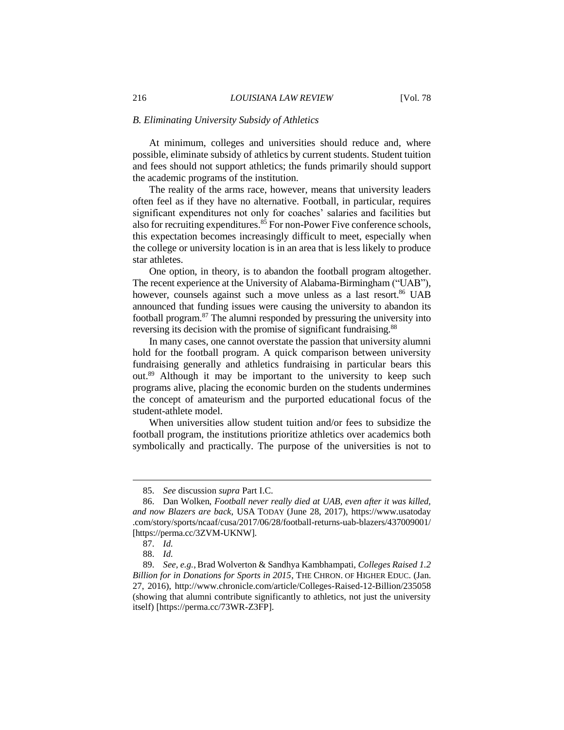### *B. Eliminating University Subsidy of Athletics*

At minimum, colleges and universities should reduce and, where possible, eliminate subsidy of athletics by current students. Student tuition and fees should not support athletics; the funds primarily should support the academic programs of the institution.

The reality of the arms race, however, means that university leaders often feel as if they have no alternative. Football, in particular, requires significant expenditures not only for coaches' salaries and facilities but also for recruiting expenditures.[85] For non-Power Five conference schools, this expectation becomes increasingly difficult to meet, especially when the college or university location is in an area that is less likely to produce star athletes.

One option, in theory, is to abandon the football program altogether. The recent experience at the University of Alabama-Birmingham ("UAB"), however, counsels against such a move unless as a last resort.[86] UAB announced that funding issues were causing the university to abandon its football program.[87] The alumni responded by pressuring the university into reversing its decision with the promise of significant fundraising.[88]

In many cases, one cannot overstate the passion that university alumni hold for the football program. A quick comparison between university fundraising generally and athletics fundraising in particular bears this out.[89] Although it may be important to the university to keep such programs alive, placing the economic burden on the students undermines the concept of amateurism and the purported educational focus of the student-athlete model.

When universities allow student tuition and/or fees to subsidize the football program, the institutions prioritize athletics over academics both symbolically and practically. The purpose of the universities is not to

---

85. *See* discussion *supra* Part I.C.

86. Dan Wolken, *Football never really died at UAB, even after it was killed, and now Blazers are back*, USA TODAY (June 28, 2017), https://www.usatoday.com/story/sports/ncaaf/cusa/2017/06/28/football-returns-uab-blazers/437009001/ [https://perma.cc/3ZVM-UKNW].

87. *Id.*

88. *Id.*

89. *See, e.g.*, Brad Wolverton & Sandhya Kambhampati, *Colleges Raised 1.2 Billion for in Donations for Sports in 2015*, THE CHRON. OF HIGHER EDUC. (Jan. 27, 2016), http://www.chronicle.com/article/Colleges-Raised-12-Billion/235058 (showing that alumni contribute significantly to athletics, not just the university itself) [https://perma.cc/73WR-Z3FP].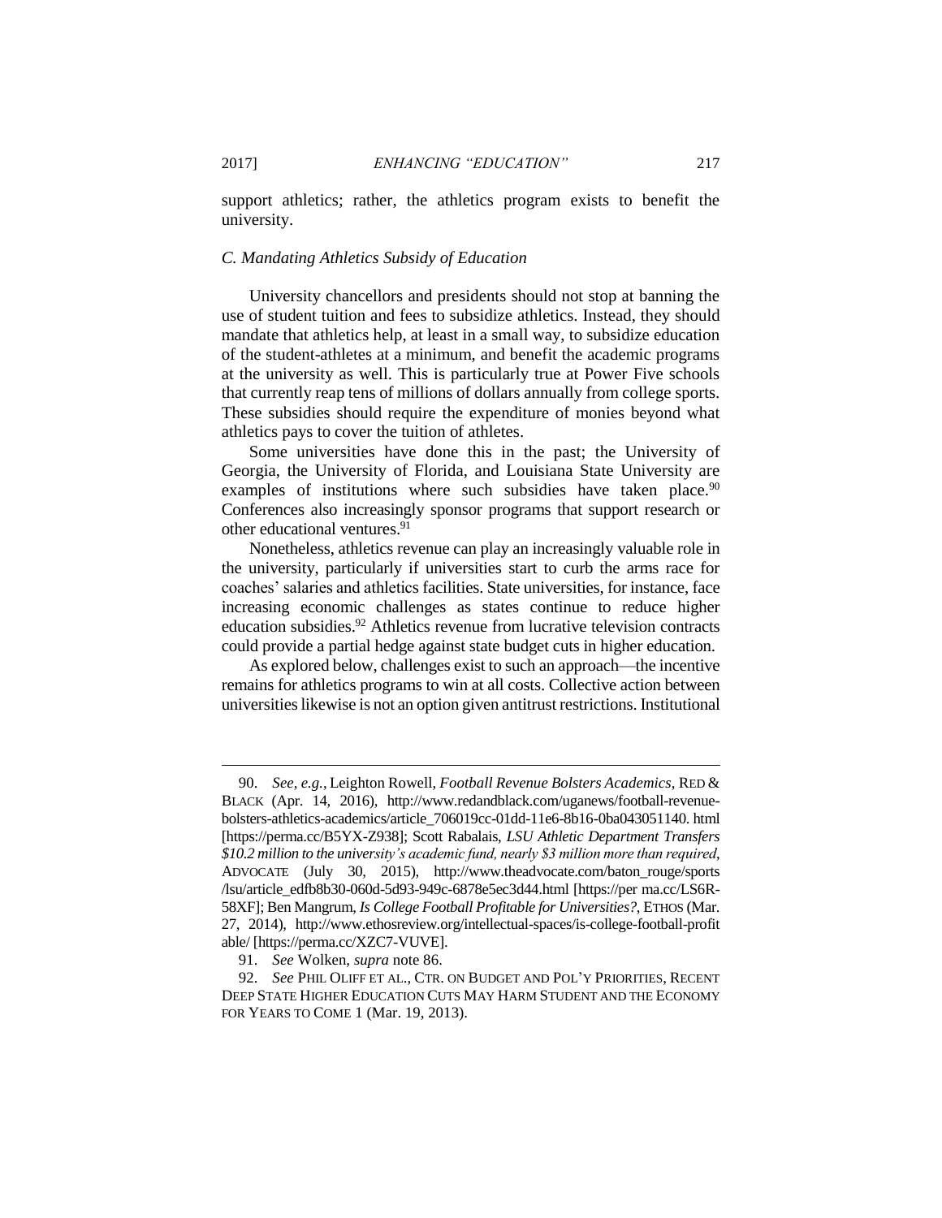support athletics; rather, the athletics program exists to benefit the university.

### *C. Mandating Athletics Subsidy of Education*

University chancellors and presidents should not stop at banning the use of student tuition and fees to subsidize athletics. Instead, they should mandate that athletics help, at least in a small way, to subsidize education of the student-athletes at a minimum, and benefit the academic programs at the university as well. This is particularly true at Power Five schools that currently reap tens of millions of dollars annually from college sports. These subsidies should require the expenditure of monies beyond what athletics pays to cover the tuition of athletes.

Some universities have done this in the past; the University of Georgia, the University of Florida, and Louisiana State University are examples of institutions where such subsidies have taken place.[90] Conferences also increasingly sponsor programs that support research or other educational ventures.[91]

Nonetheless, athletics revenue can play an increasingly valuable role in the university, particularly if universities start to curb the arms race for coaches' salaries and athletics facilities. State universities, for instance, face increasing economic challenges as states continue to reduce higher education subsidies.[92] Athletics revenue from lucrative television contracts could provide a partial hedge against state budget cuts in higher education.

As explored below, challenges exist to such an approach—the incentive remains for athletics programs to win at all costs. Collective action between universities likewise is not an option given antitrust restrictions. Institutional

---

90. *See, e.g.*, Leighton Rowell, *Football Revenue Bolsters Academics*, RED & BLACK (Apr. 14, 2016), http://www.redandblack.com/uganews/football-revenue-bolsters-athletics-academics/article_706019cc-01dd-11e6-8b16-0ba043051140.html [https://perma.cc/B5YX-Z938]; Scott Rabalais, *LSU Athletic Department Transfers $10.2 million to the university's academic fund, nearly $3 million more than required*, ADVOCATE (July 30, 2015), http://www.theadvocate.com/baton_rouge/sports/lsu/article_edfb8b30-060d-5d93-949c-6878e5ec3d44.html [https://perma.cc/LS6R-58XF]; Ben Mangrum, *Is College Football Profitable for Universities?*, ETHOS (Mar. 27, 2014), http://www.ethosreview.org/intellectual-spaces/is-college-football-profitable/ [https://perma.cc/XZC7-VUVE].

91. *See* Wolken, *supra* note 86.

92. *See* PHIL OLIFF ET AL., CTR. ON BUDGET AND POL'Y PRIORITIES, RECENT DEEP STATE HIGHER EDUCATION CUTS MAY HARM STUDENT AND THE ECONOMY FOR YEARS TO COME 1 (Mar. 19, 2013).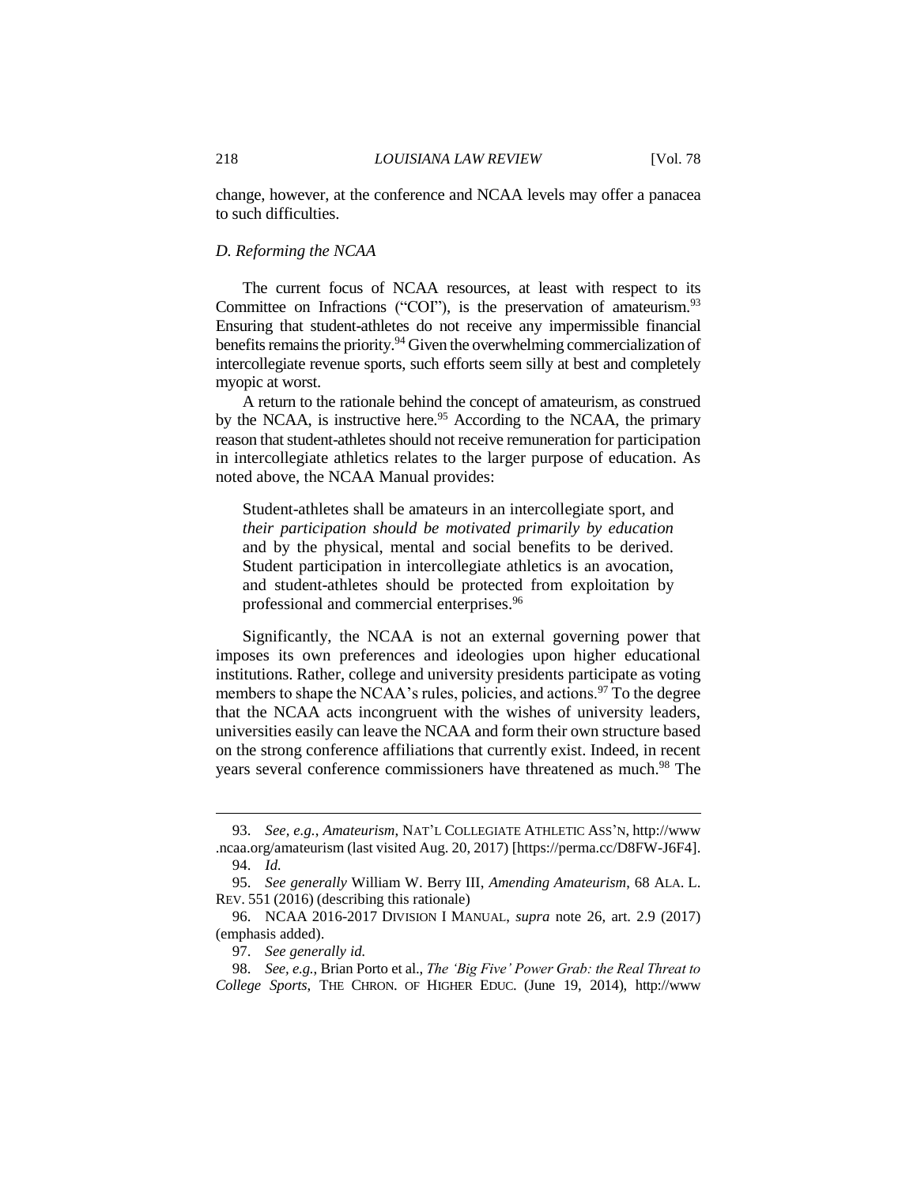change, however, at the conference and NCAA levels may offer a panacea to such difficulties.

### *D. Reforming the NCAA*

The current focus of NCAA resources, at least with respect to its Committee on Infractions ("COI"), is the preservation of amateurism.[93] Ensuring that student-athletes do not receive any impermissible financial benefits remains the priority.[94] Given the overwhelming commercialization of intercollegiate revenue sports, such efforts seem silly at best and completely myopic at worst.

A return to the rationale behind the concept of amateurism, as construed by the NCAA, is instructive here.[95] According to the NCAA, the primary reason that student-athletes should not receive remuneration for participation in intercollegiate athletics relates to the larger purpose of education. As noted above, the NCAA Manual provides:

> Student-athletes shall be amateurs in an intercollegiate sport, and *their participation should be motivated primarily by education* and by the physical, mental and social benefits to be derived. Student participation in intercollegiate athletics is an avocation, and student-athletes should be protected from exploitation by professional and commercial enterprises.[96]

Significantly, the NCAA is not an external governing power that imposes its own preferences and ideologies upon higher educational institutions. Rather, college and university presidents participate as voting members to shape the NCAA's rules, policies, and actions.[97] To the degree that the NCAA acts incongruent with the wishes of university leaders, universities easily can leave the NCAA and form their own structure based on the strong conference affiliations that currently exist. Indeed, in recent years several conference commissioners have threatened as much.[98] The

---

93. *See, e.g.*, *Amateurism*, NAT'L COLLEGIATE ATHLETIC ASS'N, http://www.ncaa.org/amateurism (last visited Aug. 20, 2017) [https://perma.cc/D8FW-J6F4].

94. *Id.*

95. *See generally* William W. Berry III, *Amending Amateurism*, 68 ALA. L. REV. 551 (2016) (describing this rationale)

96. NCAA 2016-2017 DIVISION I MANUAL, *supra* note 26, art. 2.9 (2017) (emphasis added).

97. *See generally id.*

98. *See, e.g.*, Brian Porto et al., *The 'Big Five' Power Grab: the Real Threat to College Sports*, THE CHRON. OF HIGHER EDUC. (June 19, 2014), http://www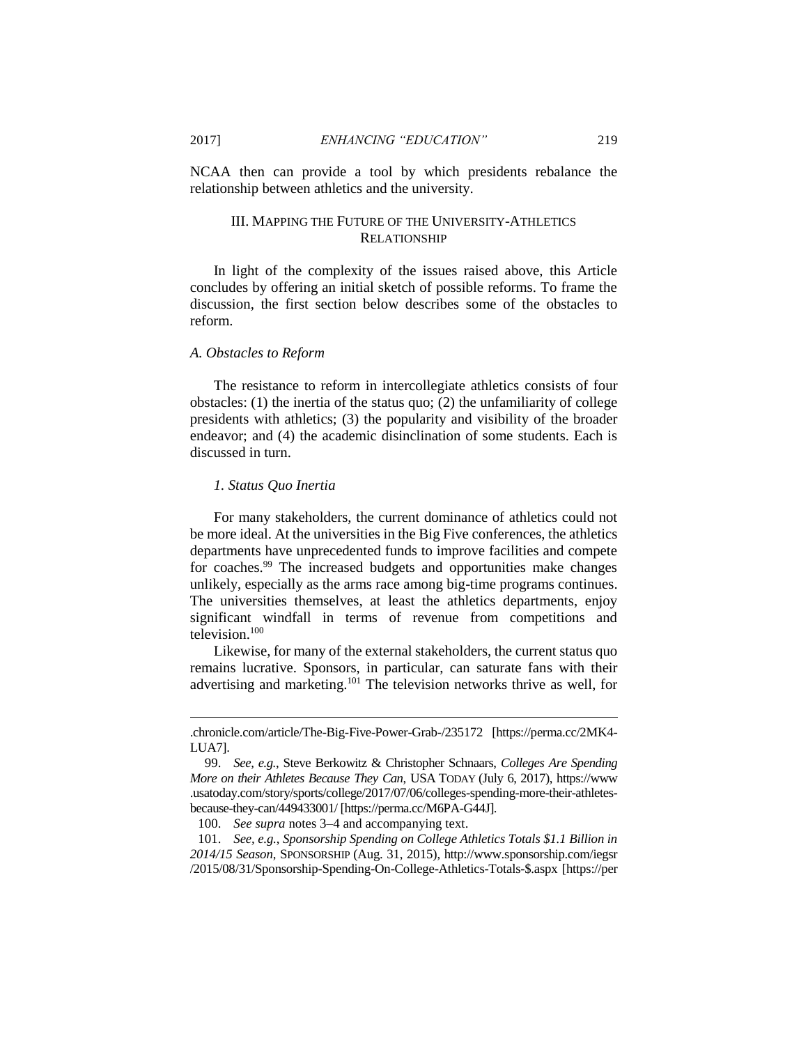NCAA then can provide a tool by which presidents rebalance the relationship between athletics and the university.

## III. Mapping the Future of the University-Athletics Relationship

In light of the complexity of the issues raised above, this Article concludes by offering an initial sketch of possible reforms. To frame the discussion, the first section below describes some of the obstacles to reform.

### *A. Obstacles to Reform*

The resistance to reform in intercollegiate athletics consists of four obstacles: (1) the inertia of the status quo; (2) the unfamiliarity of college presidents with athletics; (3) the popularity and visibility of the broader endeavor; and (4) the academic disinclination of some students. Each is discussed in turn.

#### *1. Status Quo Inertia*

For many stakeholders, the current dominance of athletics could not be more ideal. At the universities in the Big Five conferences, the athletics departments have unprecedented funds to improve facilities and compete for coaches.[99] The increased budgets and opportunities make changes unlikely, especially as the arms race among big-time programs continues. The universities themselves, at least the athletics departments, enjoy significant windfall in terms of revenue from competitions and television.[100]

Likewise, for many of the external stakeholders, the current status quo remains lucrative. Sponsors, in particular, can saturate fans with their advertising and marketing.[101] The television networks thrive as well, for

---

.chronicle.com/article/The-Big-Five-Power-Grab-/235172 [https://perma.cc/2MK4-LUA7].

99. *See, e.g.*, Steve Berkowitz & Christopher Schnaars, *Colleges Are Spending More on their Athletes Because They Can*, USA TODAY (July 6, 2017), https://www.usatoday.com/story/sports/college/2017/07/06/colleges-spending-more-their-athletes-because-they-can/449433001/ [https://perma.cc/M6PA-G44J].

100. *See supra* notes 3–4 and accompanying text.

101. *See, e.g.*, *Sponsorship Spending on College Athletics Totals $1.1 Billion in 2014/15 Season*, SPONSORSHIP (Aug. 31, 2015), http://www.sponsorship.com/iegsr/2015/08/31/Sponsorship-Spending-On-College-Athletics-Totals-$.aspx [https://per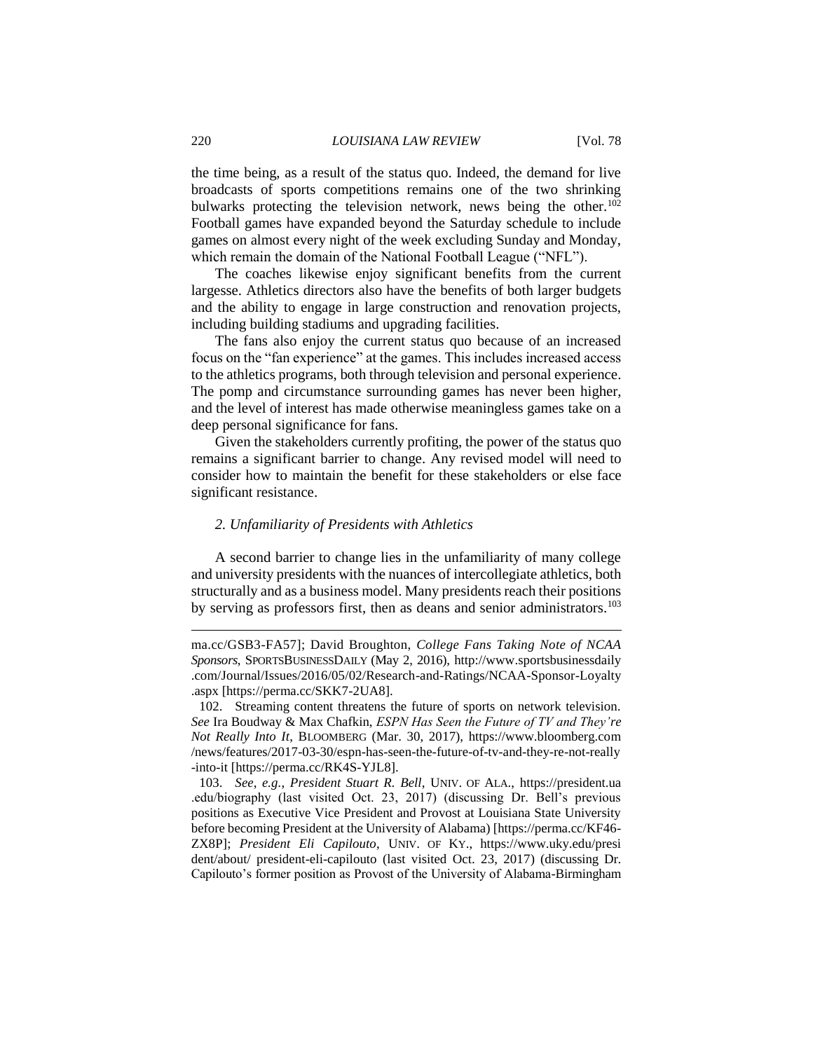the time being, as a result of the status quo. Indeed, the demand for live broadcasts of sports competitions remains one of the two shrinking bulwarks protecting the television network, news being the other.[102] Football games have expanded beyond the Saturday schedule to include games on almost every night of the week excluding Sunday and Monday, which remain the domain of the National Football League ("NFL").

The coaches likewise enjoy significant benefits from the current largesse. Athletics directors also have the benefits of both larger budgets and the ability to engage in large construction and renovation projects, including building stadiums and upgrading facilities.

The fans also enjoy the current status quo because of an increased focus on the "fan experience" at the games. This includes increased access to the athletics programs, both through television and personal experience. The pomp and circumstance surrounding games has never been higher, and the level of interest has made otherwise meaningless games take on a deep personal significance for fans.

Given the stakeholders currently profiting, the power of the status quo remains a significant barrier to change. Any revised model will need to consider how to maintain the benefit for these stakeholders or else face significant resistance.

### *2. Unfamiliarity of Presidents with Athletics*

A second barrier to change lies in the unfamiliarity of many college and university presidents with the nuances of intercollegiate athletics, both structurally and as a business model. Many presidents reach their positions by serving as professors first, then as deans and senior administrators.[103]

---

ma.cc/GSB3-FA57]; David Broughton, *College Fans Taking Note of NCAA Sponsors*, SPORTSBUSINESSDAILY (May 2, 2016), http://www.sportsbusinessdaily.com/Journal/Issues/2016/05/02/Research-and-Ratings/NCAA-Sponsor-Loyalty.aspx [https://perma.cc/SKK7-2UA8].

102. Streaming content threatens the future of sports on network television. *See* Ira Boudway & Max Chafkin, *ESPN Has Seen the Future of TV and They're Not Really Into It*, BLOOMBERG (Mar. 30, 2017), https://www.bloomberg.com/news/features/2017-03-30/espn-has-seen-the-future-of-tv-and-they-re-not-really-into-it [https://perma.cc/RK4S-YJL8].

103. *See, e.g.*, *President Stuart R. Bell*, UNIV. OF ALA., https://president.ua.edu/biography (last visited Oct. 23, 2017) (discussing Dr. Bell's previous positions as Executive Vice President and Provost at Louisiana State University before becoming President at the University of Alabama) [https://perma.cc/KF46-ZX8P]; *President Eli Capilouto*, UNIV. OF KY., https://www.uky.edu/president/about/ president-eli-capilouto (last visited Oct. 23, 2017) (discussing Dr. Capilouto's former position as Provost of the University of Alabama-Birmingham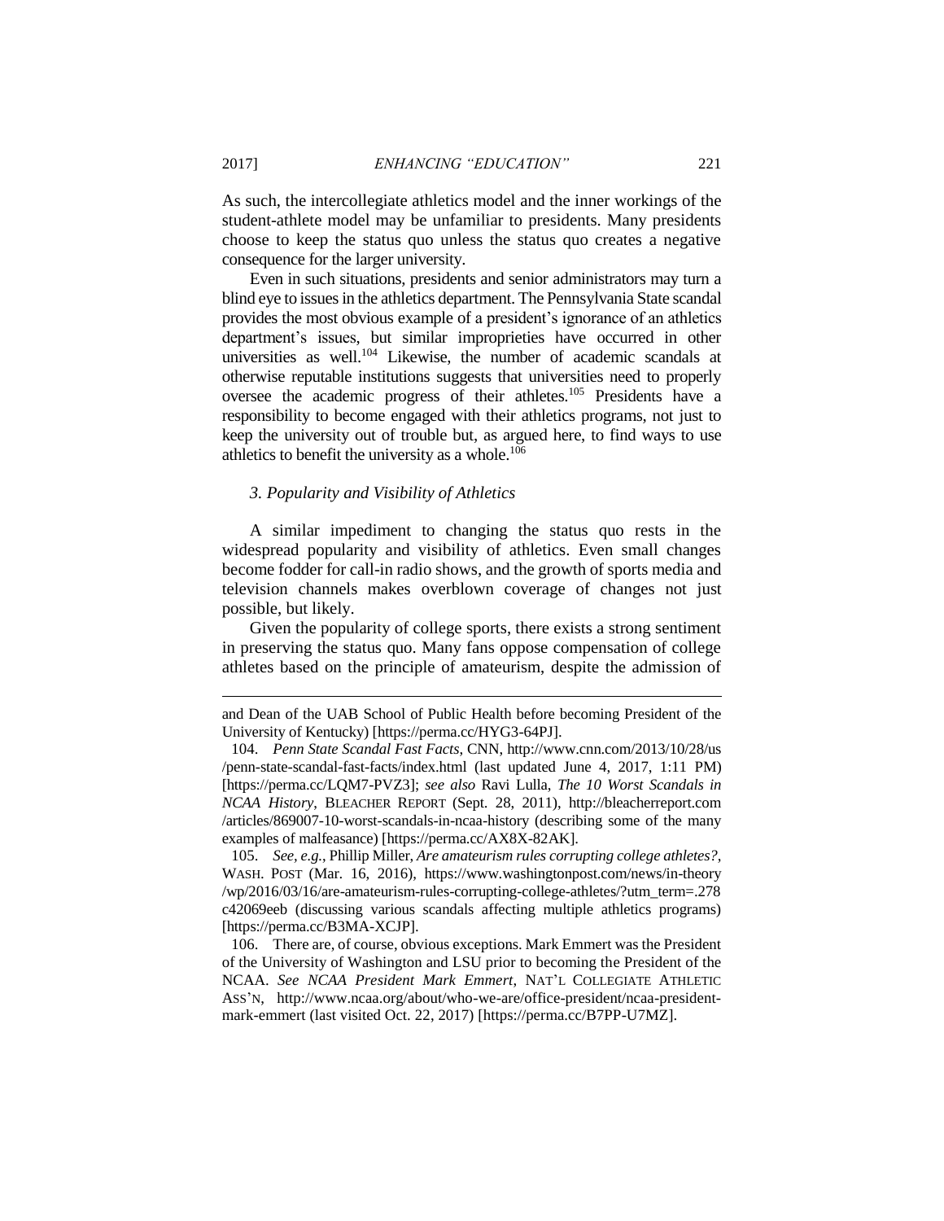As such, the intercollegiate athletics model and the inner workings of the student-athlete model may be unfamiliar to presidents. Many presidents choose to keep the status quo unless the status quo creates a negative consequence for the larger university.

Even in such situations, presidents and senior administrators may turn a blind eye to issues in the athletics department. The Pennsylvania State scandal provides the most obvious example of a president's ignorance of an athletics department's issues, but similar improprieties have occurred in other universities as well.[104] Likewise, the number of academic scandals at otherwise reputable institutions suggests that universities need to properly oversee the academic progress of their athletes.[105] Presidents have a responsibility to become engaged with their athletics programs, not just to keep the university out of trouble but, as argued here, to find ways to use athletics to benefit the university as a whole.[106]

### *3. Popularity and Visibility of Athletics*

A similar impediment to changing the status quo rests in the widespread popularity and visibility of athletics. Even small changes become fodder for call-in radio shows, and the growth of sports media and television channels makes overblown coverage of changes not just possible, but likely.

Given the popularity of college sports, there exists a strong sentiment in preserving the status quo. Many fans oppose compensation of college athletes based on the principle of amateurism, despite the admission of

---

and Dean of the UAB School of Public Health before becoming President of the University of Kentucky) [https://perma.cc/HYG3-64PJ].

104. *Penn State Scandal Fast Facts*, CNN, http://www.cnn.com/2013/10/28/us/penn-state-scandal-fast-facts/index.html (last updated June 4, 2017, 1:11 PM) [https://perma.cc/LQM7-PVZ3]; *see also* Ravi Lulla, *The 10 Worst Scandals in NCAA History*, BLEACHER REPORT (Sept. 28, 2011), http://bleacherreport.com/articles/869007-10-worst-scandals-in-ncaa-history (describing some of the many examples of malfeasance) [https://perma.cc/AX8X-82AK].

105. *See, e.g.*, Phillip Miller, *Are amateurism rules corrupting college athletes?*, WASH. POST (Mar. 16, 2016), https://www.washingtonpost.com/news/in-theory/wp/2016/03/16/are-amateurism-rules-corrupting-college-athletes/?utm_term=.278c42069eeb (discussing various scandals affecting multiple athletics programs) [https://perma.cc/B3MA-XCJP].

106. There are, of course, obvious exceptions. Mark Emmert was the President of the University of Washington and LSU prior to becoming the President of the NCAA. *See NCAA President Mark Emmert*, NAT'L COLLEGIATE ATHLETIC ASS'N, http://www.ncaa.org/about/who-we-are/office-president/ncaa-president-mark-emmert (last visited Oct. 22, 2017) [https://perma.cc/B7PP-U7MZ].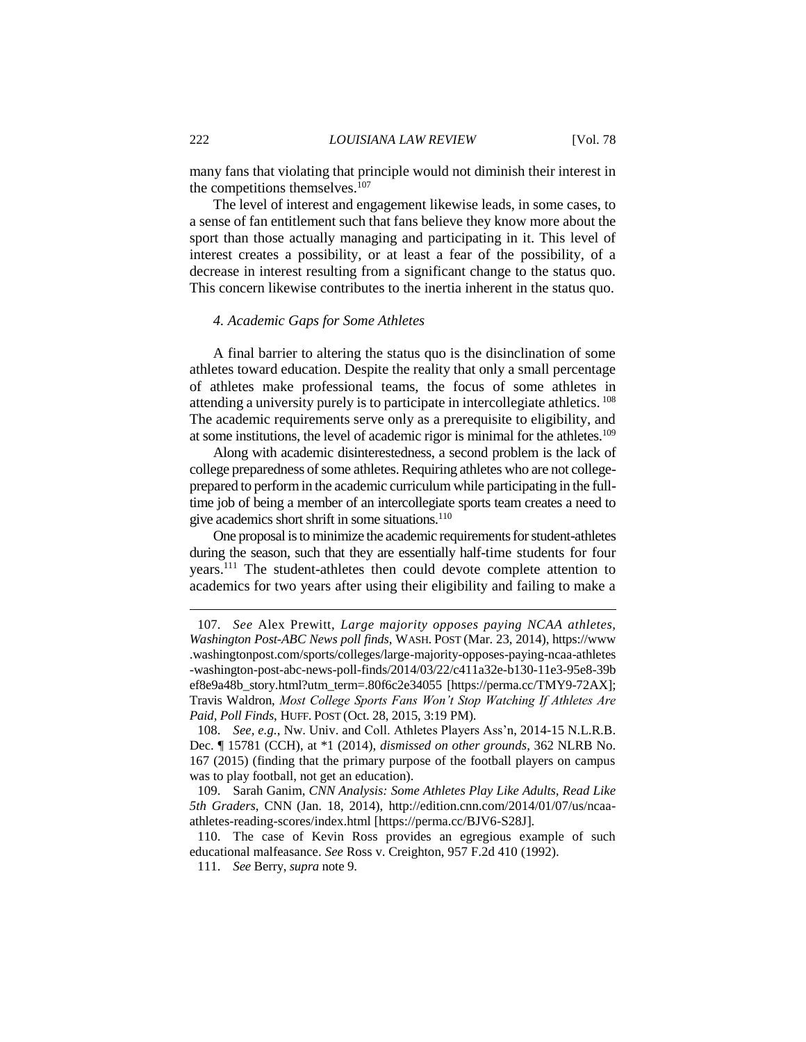many fans that violating that principle would not diminish their interest in the competitions themselves.[107]

The level of interest and engagement likewise leads, in some cases, to a sense of fan entitlement such that fans believe they know more about the sport than those actually managing and participating in it. This level of interest creates a possibility, or at least a fear of the possibility, of a decrease in interest resulting from a significant change to the status quo. This concern likewise contributes to the inertia inherent in the status quo.

#### *4. Academic Gaps for Some Athletes*

A final barrier to altering the status quo is the disinclination of some athletes toward education. Despite the reality that only a small percentage of athletes make professional teams, the focus of some athletes in attending a university purely is to participate in intercollegiate athletics.[108] The academic requirements serve only as a prerequisite to eligibility, and at some institutions, the level of academic rigor is minimal for the athletes.[109]

Along with academic disinterestedness, a second problem is the lack of college preparedness of some athletes. Requiring athletes who are not college-prepared to perform in the academic curriculum while participating in the full-time job of being a member of an intercollegiate sports team creates a need to give academics short shrift in some situations.[110]

One proposal is to minimize the academic requirements for student-athletes during the season, such that they are essentially half-time students for four years.[111] The student-athletes then could devote complete attention to academics for two years after using their eligibility and failing to make a

---

107. *See* Alex Prewitt, *Large majority opposes paying NCAA athletes, Washington Post-ABC News poll finds*, WASH. POST (Mar. 23, 2014), https://www.washingtonpost.com/sports/colleges/large-majority-opposes-paying-ncaa-athletes-washington-post-abc-news-poll-finds/2014/03/22/c411a32e-b130-11e3-95e8-39bef8e9a48b_story.html?utm_term=.80f6c2e34055 [https://perma.cc/TMY9-72AX]; Travis Waldron, *Most College Sports Fans Won't Stop Watching If Athletes Are Paid, Poll Finds*, HUFF. POST (Oct. 28, 2015, 3:19 PM).

108. *See, e.g.*, Nw. Univ. and Coll. Athletes Players Ass'n, 2014-15 N.L.R.B. Dec. ¶ 15781 (CCH), at *1 (2014), *dismissed on other grounds*, 362 NLRB No. 167 (2015) (finding that the primary purpose of the football players on campus was to play football, not get an education).

109. Sarah Ganim, *CNN Analysis: Some Athletes Play Like Adults, Read Like 5th Graders*, CNN (Jan. 18, 2014), http://edition.cnn.com/2014/01/07/us/ncaa-athletes-reading-scores/index.html [https://perma.cc/BJV6-S28J].

110. The case of Kevin Ross provides an egregious example of such educational malfeasance. *See* Ross v. Creighton, 957 F.2d 410 (1992).

111. *See* Berry, *supra* note 9.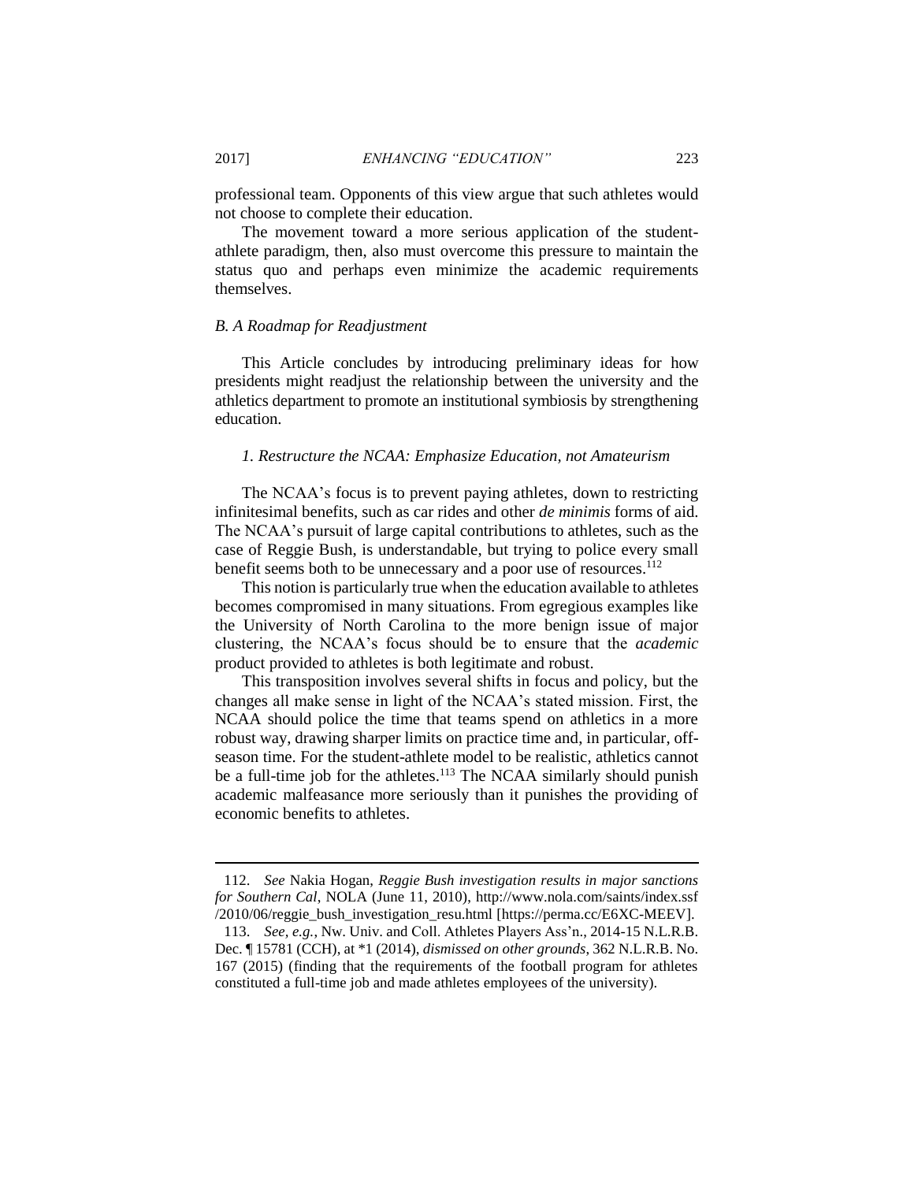professional team. Opponents of this view argue that such athletes would not choose to complete their education.

The movement toward a more serious application of the student-athlete paradigm, then, also must overcome this pressure to maintain the status quo and perhaps even minimize the academic requirements themselves.

### *B. A Roadmap for Readjustment*

This Article concludes by introducing preliminary ideas for how presidents might readjust the relationship between the university and the athletics department to promote an institutional symbiosis by strengthening education.

#### *1. Restructure the NCAA: Emphasize Education, not Amateurism*

The NCAA's focus is to prevent paying athletes, down to restricting infinitesimal benefits, such as car rides and other *de minimis* forms of aid. The NCAA's pursuit of large capital contributions to athletes, such as the case of Reggie Bush, is understandable, but trying to police every small benefit seems both to be unnecessary and a poor use of resources.[112]

This notion is particularly true when the education available to athletes becomes compromised in many situations. From egregious examples like the University of North Carolina to the more benign issue of major clustering, the NCAA's focus should be to ensure that the *academic* product provided to athletes is both legitimate and robust.

This transposition involves several shifts in focus and policy, but the changes all make sense in light of the NCAA's stated mission. First, the NCAA should police the time that teams spend on athletics in a more robust way, drawing sharper limits on practice time and, in particular, off-season time. For the student-athlete model to be realistic, athletics cannot be a full-time job for the athletes.[113] The NCAA similarly should punish academic malfeasance more seriously than it punishes the providing of economic benefits to athletes.

---

112. *See* Nakia Hogan, *Reggie Bush investigation results in major sanctions for Southern Cal*, NOLA (June 11, 2010), http://www.nola.com/saints/index.ssf/2010/06/reggie_bush_investigation_resu.html [https://perma.cc/E6XC-MEEV].

113. *See, e.g.*, Nw. Univ. and Coll. Athletes Players Ass'n., 2014-15 N.L.R.B. Dec. ¶ 15781 (CCH), at *1 (2014), *dismissed on other grounds*, 362 N.L.R.B. No. 167 (2015) (finding that the requirements of the football program for athletes constituted a full-time job and made athletes employees of the university).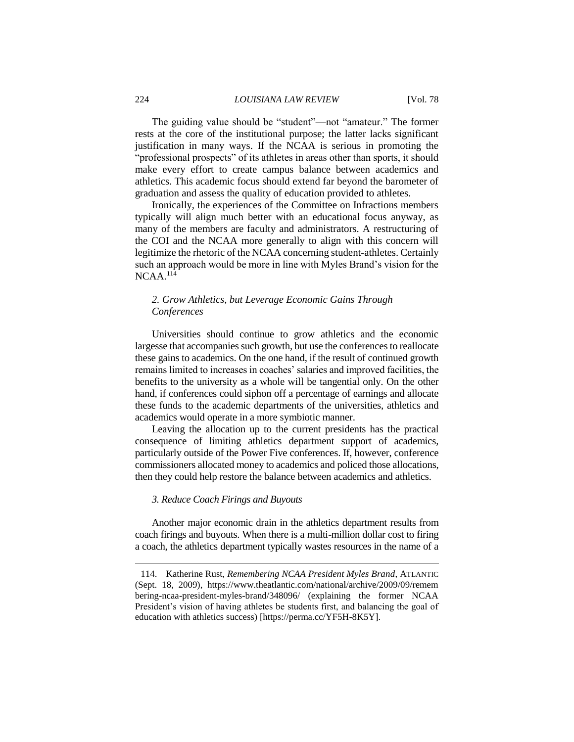The guiding value should be "student"—not "amateur." The former rests at the core of the institutional purpose; the latter lacks significant justification in many ways. If the NCAA is serious in promoting the "professional prospects" of its athletes in areas other than sports, it should make every effort to create campus balance between academics and athletics. This academic focus should extend far beyond the barometer of graduation and assess the quality of education provided to athletes.

Ironically, the experiences of the Committee on Infractions members typically will align much better with an educational focus anyway, as many of the members are faculty and administrators. A restructuring of the COI and the NCAA more generally to align with this concern will legitimize the rhetoric of the NCAA concerning student-athletes. Certainly such an approach would be more in line with Myles Brand's vision for the NCAA.[114]

### *2. Grow Athletics, but Leverage Economic Gains Through Conferences*

Universities should continue to grow athletics and the economic largesse that accompanies such growth, but use the conferences to reallocate these gains to academics. On the one hand, if the result of continued growth remains limited to increases in coaches' salaries and improved facilities, the benefits to the university as a whole will be tangential only. On the other hand, if conferences could siphon off a percentage of earnings and allocate these funds to the academic departments of the universities, athletics and academics would operate in a more symbiotic manner.

Leaving the allocation up to the current presidents has the practical consequence of limiting athletics department support of academics, particularly outside of the Power Five conferences. If, however, conference commissioners allocated money to academics and policed those allocations, then they could help restore the balance between academics and athletics.

### *3. Reduce Coach Firings and Buyouts*

Another major economic drain in the athletics department results from coach firings and buyouts. When there is a multi-million dollar cost to firing a coach, the athletics department typically wastes resources in the name of a

---

114. Katherine Rust, *Remembering NCAA President Myles Brand*, ATLANTIC (Sept. 18, 2009), https://www.theatlantic.com/national/archive/2009/09/remembering-ncaa-president-myles-brand/348096/ (explaining the former NCAA President's vision of having athletes be students first, and balancing the goal of education with athletics success) [https://perma.cc/YF5H-8K5Y].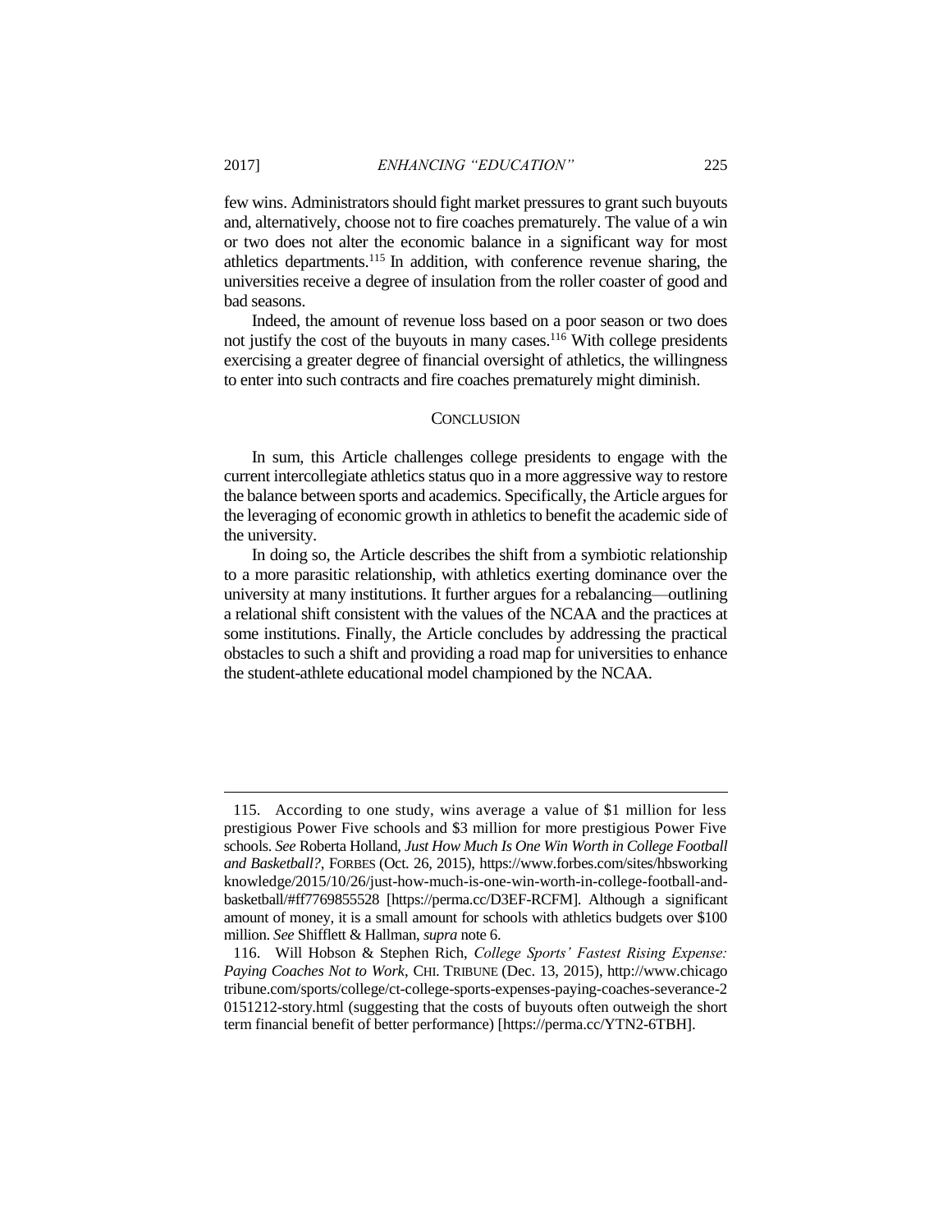few wins. Administrators should fight market pressures to grant such buyouts and, alternatively, choose not to fire coaches prematurely. The value of a win or two does not alter the economic balance in a significant way for most athletics departments.[115] In addition, with conference revenue sharing, the universities receive a degree of insulation from the roller coaster of good and bad seasons.

Indeed, the amount of revenue loss based on a poor season or two does not justify the cost of the buyouts in many cases.[116] With college presidents exercising a greater degree of financial oversight of athletics, the willingness to enter into such contracts and fire coaches prematurely might diminish.

## CONCLUSION

In sum, this Article challenges college presidents to engage with the current intercollegiate athletics status quo in a more aggressive way to restore the balance between sports and academics. Specifically, the Article argues for the leveraging of economic growth in athletics to benefit the academic side of the university.

In doing so, the Article describes the shift from a symbiotic relationship to a more parasitic relationship, with athletics exerting dominance over the university at many institutions. It further argues for a rebalancing—outlining a relational shift consistent with the values of the NCAA and the practices at some institutions. Finally, the Article concludes by addressing the practical obstacles to such a shift and providing a road map for universities to enhance the student-athlete educational model championed by the NCAA.

---

115. According to one study, wins average a value of $1 million for less prestigious Power Five schools and $3 million for more prestigious Power Five schools. *See* Roberta Holland, *Just How Much Is One Win Worth in College Football and Basketball?*, FORBES (Oct. 26, 2015), https://www.forbes.com/sites/hbsworkingknowledge/2015/10/26/just-how-much-is-one-win-worth-in-college-football-and-basketball/#ff7769855528 [https://perma.cc/D3EF-RCFM]. Although a significant amount of money, it is a small amount for schools with athletics budgets over $100 million. *See* Shifflett & Hallman, *supra* note 6.

116. Will Hobson & Stephen Rich, *College Sports' Fastest Rising Expense: Paying Coaches Not to Work*, CHI. TRIBUNE (Dec. 13, 2015), http://www.chicagotribune.com/sports/college/ct-college-sports-expenses-paying-coaches-severance-20151212-story.html (suggesting that the costs of buyouts often outweigh the short term financial benefit of better performance) [https://perma.cc/YTN2-6TBH].